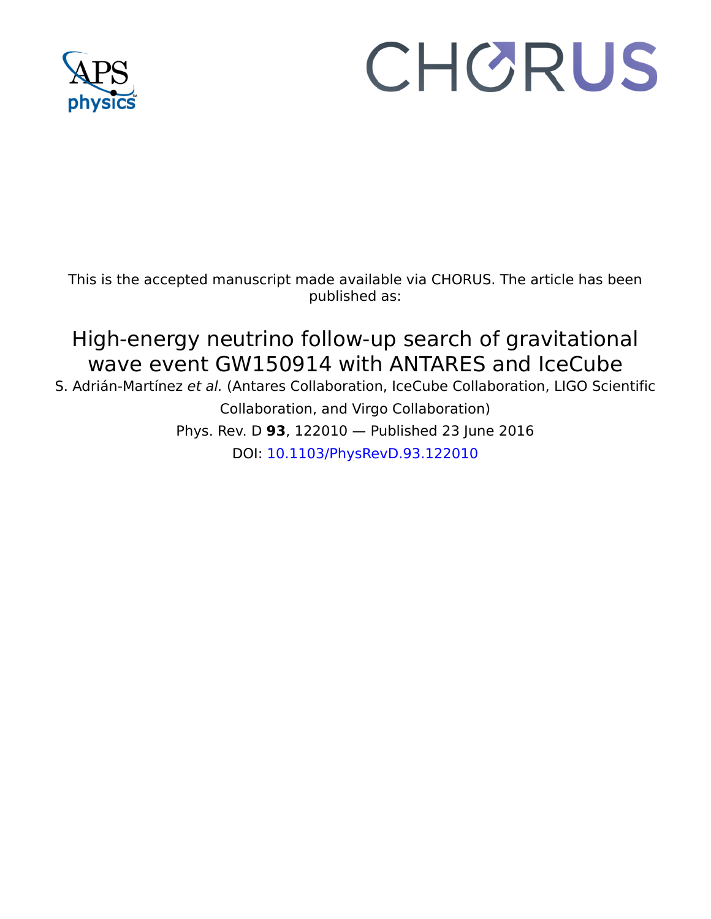This is the accepted manuscript made available via CHORUS. The article has been published as:

# High-energy neutrino follow-up search of gravitational wave event GW150914 with ANTARES and IceCube

S. Adrián-Martínez *et al.* (Antares Collaboration, IceCube Collaboration, LIGO Scientific Collaboration, and Virgo Collaboration)

Phys. Rev. D **93**, 122010 — Published 23 June 2016

DOI: 10.1103/PhysRevD.93.122010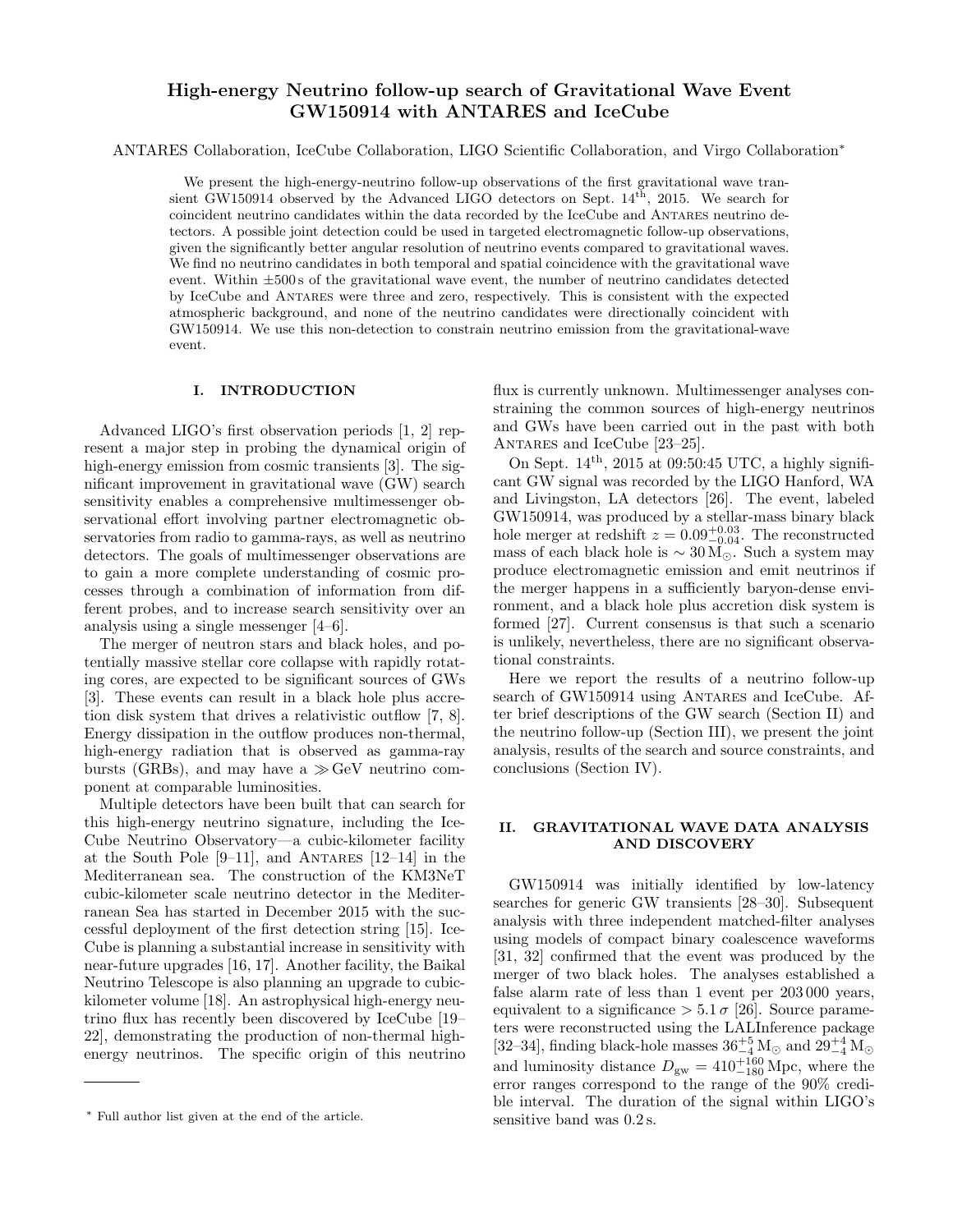# High-energy Neutrino follow-up search of Gravitational Wave Event GW150914 with ANTARES and IceCube

ANTARES Collaboration, IceCube Collaboration, LIGO Scientific Collaboration, and Virgo Collaboration*

We present the high-energy-neutrino follow-up observations of the first gravitational wave transient GW150914 observed by the Advanced LIGO detectors on Sept. $14^{\text{th}}$, 2015. We search for coincident neutrino candidates within the data recorded by the IceCube and ANTARES neutrino detectors. A possible joint detection could be used in targeted electromagnetic follow-up observations, given the significantly better angular resolution of neutrino events compared to gravitational waves. We find no neutrino candidates in both temporal and spatial coincidence with the gravitational wave event. Within $\pm 500\,\text{s}$ of the gravitational wave event, the number of neutrino candidates detected by IceCube and ANTARES were three and zero, respectively. This is consistent with the expected atmospheric background, and none of the neutrino candidates were directionally coincident with GW150914. We use this non-detection to constrain neutrino emission from the gravitational-wave event.

## I. INTRODUCTION

Advanced LIGO's first observation periods [1, 2] represent a major step in probing the dynamical origin of high-energy emission from cosmic transients [3]. The significant improvement in gravitational wave (GW) search sensitivity enables a comprehensive multimessenger observational effort involving partner electromagnetic observatories from radio to gamma-rays, as well as neutrino detectors. The goals of multimessenger observations are to gain a more complete understanding of cosmic processes through a combination of information from different probes, and to increase search sensitivity over an analysis using a single messenger [4–6].

The merger of neutron stars and black holes, and potentially massive stellar core collapse with rapidly rotating cores, are expected to be significant sources of GWs [3]. These events can result in a black hole plus accretion disk system that drives a relativistic outflow [7, 8]. Energy dissipation in the outflow produces non-thermal, high-energy radiation that is observed as gamma-ray bursts (GRBs), and may have a $\gg\text{GeV}$ neutrino component at comparable luminosities.

Multiple detectors have been built that can search for this high-energy neutrino signature, including the IceCube Neutrino Observatory—a cubic-kilometer facility at the South Pole [9–11], and ANTARES [12–14] in the Mediterranean sea. The construction of the KM3NeT cubic-kilometer scale neutrino detector in the Mediterranean Sea has started in December 2015 with the successful deployment of the first detection string [15]. IceCube is planning a substantial increase in sensitivity with near-future upgrades [16, 17]. Another facility, the Baikal Neutrino Telescope is also planning an upgrade to cubic-kilometer volume [18]. An astrophysical high-energy neutrino flux has recently been discovered by IceCube [19–22], demonstrating the production of non-thermal high-energy neutrinos. The specific origin of this neutrino flux is currently unknown. Multimessenger analyses constraining the common sources of high-energy neutrinos and GWs have been carried out in the past with both ANTARES and IceCube [23–25].

On Sept. $14^{\text{th}}$, 2015 at 09:50:45 UTC, a highly significant GW signal was recorded by the LIGO Hanford, WA and Livingston, LA detectors [26]. The event, labeled GW150914, was produced by a stellar-mass binary black hole merger at redshift $z = 0.09^{+0.03}_{-0.04}$. The reconstructed mass of each black hole is $\sim 30\,\text{M}_{\odot}$. Such a system may produce electromagnetic emission and emit neutrinos if the merger happens in a sufficiently baryon-dense environment, and a black hole plus accretion disk system is formed [27]. Current consensus is that such a scenario is unlikely, nevertheless, there are no significant observational constraints.

Here we report the results of a neutrino follow-up search of GW150914 using ANTARES and IceCube. After brief descriptions of the GW search (Section II) and the neutrino follow-up (Section III), we present the joint analysis, results of the search and source constraints, and conclusions (Section IV).

## II. GRAVITATIONAL WAVE DATA ANALYSIS AND DISCOVERY

GW150914 was initially identified by low-latency searches for generic GW transients [28–30]. Subsequent analysis with three independent matched-filter analyses using models of compact binary coalescence waveforms [31, 32] confirmed that the event was produced by the merger of two black holes. The analyses established a false alarm rate of less than 1 event per 203 000 years, equivalent to a significance $> 5.1\,\sigma$ [26]. Source parameters were reconstructed using the LALInference package [32–34], finding black-hole masses $36^{+5}_{-4}\,\text{M}_{\odot}$ and $29^{+4}_{-4}\,\text{M}_{\odot}$ and luminosity distance $D_{\text{gw}} = 410^{+160}_{-180}\,\text{Mpc}$, where the error ranges correspond to the range of the 90% credible interval. The duration of the signal within LIGO's sensitive band was 0.2 s.

* Full author list given at the end of the article.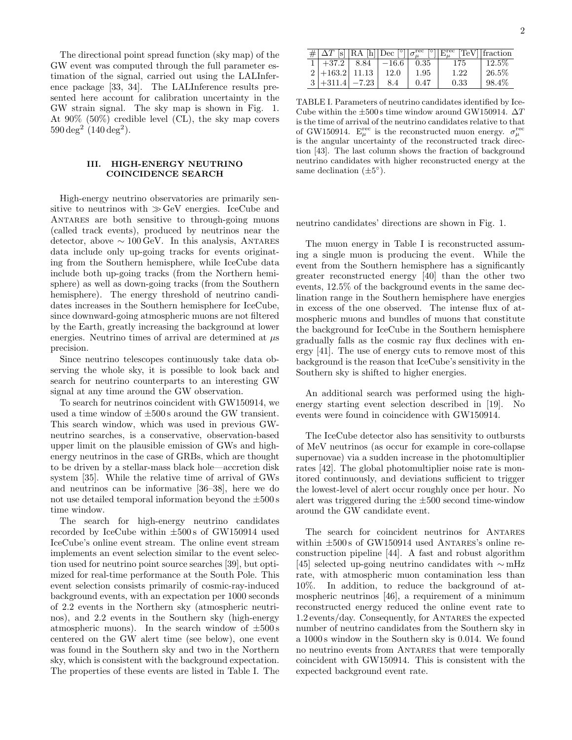The directional point spread function (sky map) of the GW event was computed through the full parameter estimation of the signal, carried out using the LALInference package [33, 34]. The LALInference results presented here account for calibration uncertainty in the GW strain signal. The sky map is shown in Fig. 1. At 90% (50%) credible level (CL), the sky map covers $590\,\mathrm{deg}^2$ ($140\,\mathrm{deg}^2$).

## III. HIGH-ENERGY NEUTRINO COINCIDENCE SEARCH

High-energy neutrino observatories are primarily sensitive to neutrinos with $\gg$GeV energies. IceCube and ANTARES are both sensitive to through-going muons (called track events), produced by neutrinos near the detector, above $\sim 100\,\mathrm{GeV}$. In this analysis, ANTARES data include only up-going tracks for events originating from the Southern hemisphere, while IceCube data include both up-going tracks (from the Northern hemisphere) as well as down-going tracks (from the Southern hemisphere). The energy threshold of neutrino candidates increases in the Southern hemisphere for IceCube, since downward-going atmospheric muons are not filtered by the Earth, greatly increasing the background at lower energies. Neutrino times of arrival are determined at $\mu$s precision.

Since neutrino telescopes continuously take data observing the whole sky, it is possible to look back and search for neutrino counterparts to an interesting GW signal at any time around the GW observation.

To search for neutrinos coincident with GW150914, we used a time window of $\pm 500\,\mathrm{s}$ around the GW transient. This search window, which was used in previous GW-neutrino searches, is a conservative, observation-based upper limit on the plausible emission of GWs and high-energy neutrinos in the case of GRBs, which are thought to be driven by a stellar-mass black hole—accretion disk system [35]. While the relative time of arrival of GWs and neutrinos can be informative [36–38], here we do not use detailed temporal information beyond the $\pm 500\,\mathrm{s}$ time window.

The search for high-energy neutrino candidates recorded by IceCube within $\pm 500\,\mathrm{s}$ of GW150914 used IceCube's online event stream. The online event stream implements an event selection similar to the event selection used for neutrino point source searches [39], but optimized for real-time performance at the South Pole. This event selection consists primarily of cosmic-ray-induced background events, with an expectation per 1000 seconds of 2.2 events in the Northern sky (atmospheric neutrinos), and 2.2 events in the Southern sky (high-energy atmospheric muons). In the search window of $\pm 500\,\mathrm{s}$ centered on the GW alert time (see below), one event was found in the Southern sky and two in the Northern sky, which is consistent with the background expectation. The properties of these events are listed in Table I. The neutrino candidates' directions are shown in Fig. 1.

| # | $\Delta T$ [s] | RA [h] | Dec [°] | $\sigma_\mu^{\mathrm{rec}}$ [°] | $\mathrm{E}_\mu^{\mathrm{rec}}$ [TeV] | fraction |
|---|---|---|---|---|---|---|
| 1 | +37.2 | 8.84 | −16.6 | 0.35 | 175 | 12.5% |
| 2 | +163.2 | 11.13 | 12.0 | 1.95 | 1.22 | 26.5% |
| 3 | +311.4 | −7.23 | 8.4 | 0.47 | 0.33 | 98.4% |

TABLE I. Parameters of neutrino candidates identified by IceCube within the $\pm 500\,\mathrm{s}$ time window around GW150914. $\Delta T$ is the time of arrival of the neutrino candidates relative to that of GW150914. $\mathrm{E}_\mu^{\mathrm{rec}}$ is the reconstructed muon energy. $\sigma_\mu^{\mathrm{rec}}$ is the angular uncertainty of the reconstructed track direction [43]. The last column shows the fraction of background neutrino candidates with higher reconstructed energy at the same declination ($\pm 5°$).

The muon energy in Table I is reconstructed assuming a single muon is producing the event. While the event from the Southern hemisphere has a significantly greater reconstructed energy [40] than the other two events, 12.5% of the background events in the same declination range in the Southern hemisphere have energies in excess of the one observed. The intense flux of atmospheric muons and bundles of muons that constitute the background for IceCube in the Southern hemisphere gradually falls as the cosmic ray flux declines with energy [41]. The use of energy cuts to remove most of this background is the reason that IceCube's sensitivity in the Southern sky is shifted to higher energies.

An additional search was performed using the high-energy starting event selection described in [19]. No events were found in coincidence with GW150914.

The IceCube detector also has sensitivity to outbursts of MeV neutrinos (as occur for example in core-collapse supernovae) via a sudden increase in the photomultiplier rates [42]. The global photomultiplier noise rate is monitored continuously, and deviations sufficient to trigger the lowest-level of alert occur roughly once per hour. No alert was triggered during the $\pm 500$ second time-window around the GW candidate event.

The search for coincident neutrinos for ANTARES within $\pm 500\,\mathrm{s}$ of GW150914 used ANTARES's online reconstruction pipeline [44]. A fast and robust algorithm [45] selected up-going neutrino candidates with $\sim$mHz rate, with atmospheric muon contamination less than 10%. In addition, to reduce the background of atmospheric neutrinos [46], a requirement of a minimum reconstructed energy reduced the online event rate to 1.2 events/day. Consequently, for ANTARES the expected number of neutrino candidates from the Southern sky in a 1000 s window in the Southern sky is 0.014. We found no neutrino events from ANTARES that were temporally coincident with GW150914. This is consistent with the expected background event rate.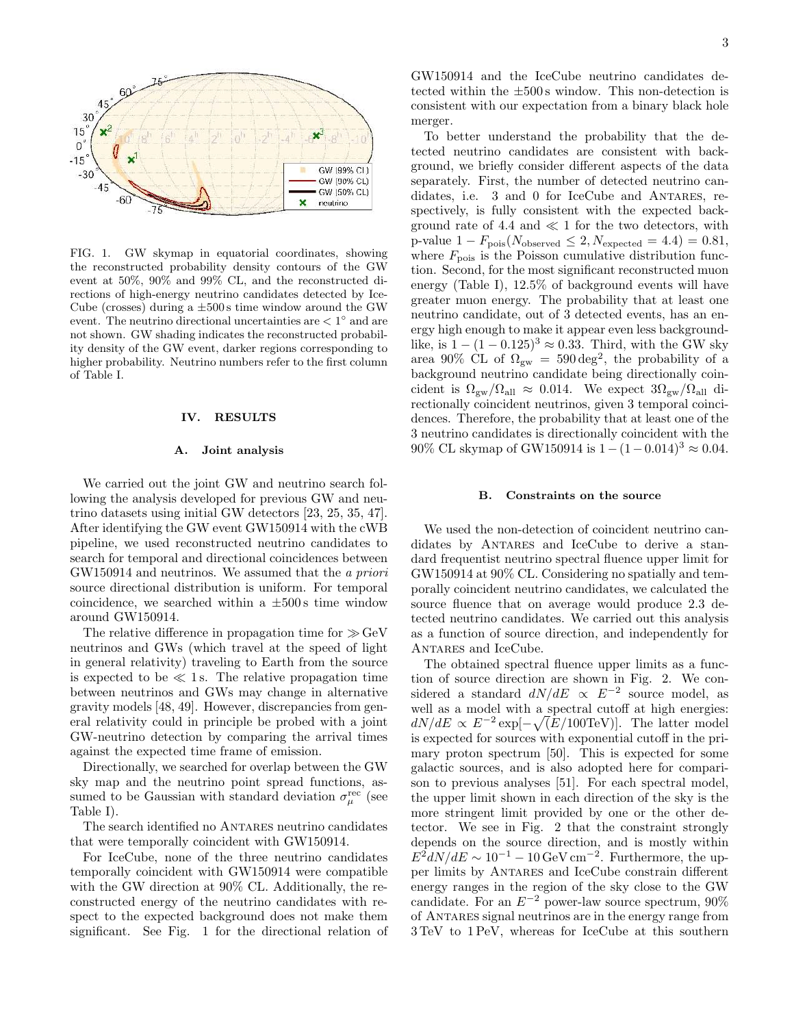FIG. 1. GW skymap in equatorial coordinates, showing the reconstructed probability density contours of the GW event at 50%, 90% and 99% CL, and the reconstructed directions of high-energy neutrino candidates detected by IceCube (crosses) during a ±500 s time window around the GW event. The neutrino directional uncertainties are $< 1^\circ$ and are not shown. GW shading indicates the reconstructed probability density of the GW event, darker regions corresponding to higher probability. Neutrino numbers refer to the first column of Table I.

## IV. RESULTS

### A. Joint analysis

We carried out the joint GW and neutrino search following the analysis developed for previous GW and neutrino datasets using initial GW detectors [23, 25, 35, 47]. After identifying the GW event GW150914 with the cWB pipeline, we used reconstructed neutrino candidates to search for temporal and directional coincidences between GW150914 and neutrinos. We assumed that the *a priori* source directional distribution is uniform. For temporal coincidence, we searched within a ±500 s time window around GW150914.

The relative difference in propagation time for $\gg$ GeV neutrinos and GWs (which travel at the speed of light in general relativity) traveling to Earth from the source is expected to be $\ll 1$ s. The relative propagation time between neutrinos and GWs may change in alternative gravity models [48, 49]. However, discrepancies from general relativity could in principle be probed with a joint GW-neutrino detection by comparing the arrival times against the expected time frame of emission.

Directionally, we searched for overlap between the GW sky map and the neutrino point spread functions, assumed to be Gaussian with standard deviation $\sigma_\mu^{\rm rec}$ (see Table I).

The search identified no ANTARES neutrino candidates that were temporally coincident with GW150914.

For IceCube, none of the three neutrino candidates temporally coincident with GW150914 were compatible with the GW direction at 90% CL. Additionally, the reconstructed energy of the neutrino candidates with respect to the expected background does not make them significant. See Fig. 1 for the directional relation of GW150914 and the IceCube neutrino candidates detected within the ±500 s window. This non-detection is consistent with our expectation from a binary black hole merger.

To better understand the probability that the detected neutrino candidates are consistent with background, we briefly consider different aspects of the data separately. First, the number of detected neutrino candidates, i.e. 3 and 0 for IceCube and ANTARES, respectively, is fully consistent with the expected background rate of 4.4 and $\ll 1$ for the two detectors, with p-value $1 - F_{\rm pois}(N_{\rm observed} \leq 2, N_{\rm expected} = 4.4) = 0.81$, where $F_{\rm pois}$ is the Poisson cumulative distribution function. Second, for the most significant reconstructed muon energy (Table I), 12.5% of background events will have greater muon energy. The probability that at least one neutrino candidate, out of 3 detected events, has an energy high enough to make it appear even less background-like, is $1-(1-0.125)^3 \approx 0.33$. Third, with the GW sky area 90% CL of $\Omega_{\rm gw} = 590\,\rm deg^2$, the probability of a background neutrino candidate being directionally coincident is $\Omega_{\rm gw}/\Omega_{\rm all} \approx 0.014$. We expect $3\Omega_{\rm gw}/\Omega_{\rm all}$ directionally coincident neutrinos, given 3 temporal coincidences. Therefore, the probability that at least one of the 3 neutrino candidates is directionally coincident with the 90% CL skymap of GW150914 is $1-(1-0.014)^3 \approx 0.04$.

### B. Constraints on the source

We used the non-detection of coincident neutrino candidates by ANTARES and IceCube to derive a standard frequentist neutrino spectral fluence upper limit for GW150914 at 90% CL. Considering no spatially and temporally coincident neutrino candidates, we calculated the source fluence that on average would produce 2.3 detected neutrino candidates. We carried out this analysis as a function of source direction, and independently for ANTARES and IceCube.

The obtained spectral fluence upper limits as a function of source direction are shown in Fig. 2. We considered a standard $dN/dE \propto E^{-2}$ source model, as well as a model with a spectral cutoff at high energies: $dN/dE \propto E^{-2}\exp[-\sqrt{(E/100\rm TeV)}]$. The latter model is expected for sources with exponential cutoff in the primary proton spectrum [50]. This is expected for some galactic sources, and is also adopted here for comparison to previous analyses [51]. For each spectral model, the upper limit shown in each direction of the sky is the more stringent limit provided by one or the other detector. We see in Fig. 2 that the constraint strongly depends on the source direction, and is mostly within $E^2 dN/dE \sim 10^{-1} - 10\,\rm GeV\,cm^{-2}$. Furthermore, the upper limits by ANTARES and IceCube constrain different energy ranges in the region of the sky close to the GW candidate. For an $E^{-2}$ power-law source spectrum, 90% of ANTARES signal neutrinos are in the energy range from 3 TeV to 1 PeV, whereas for IceCube at this southern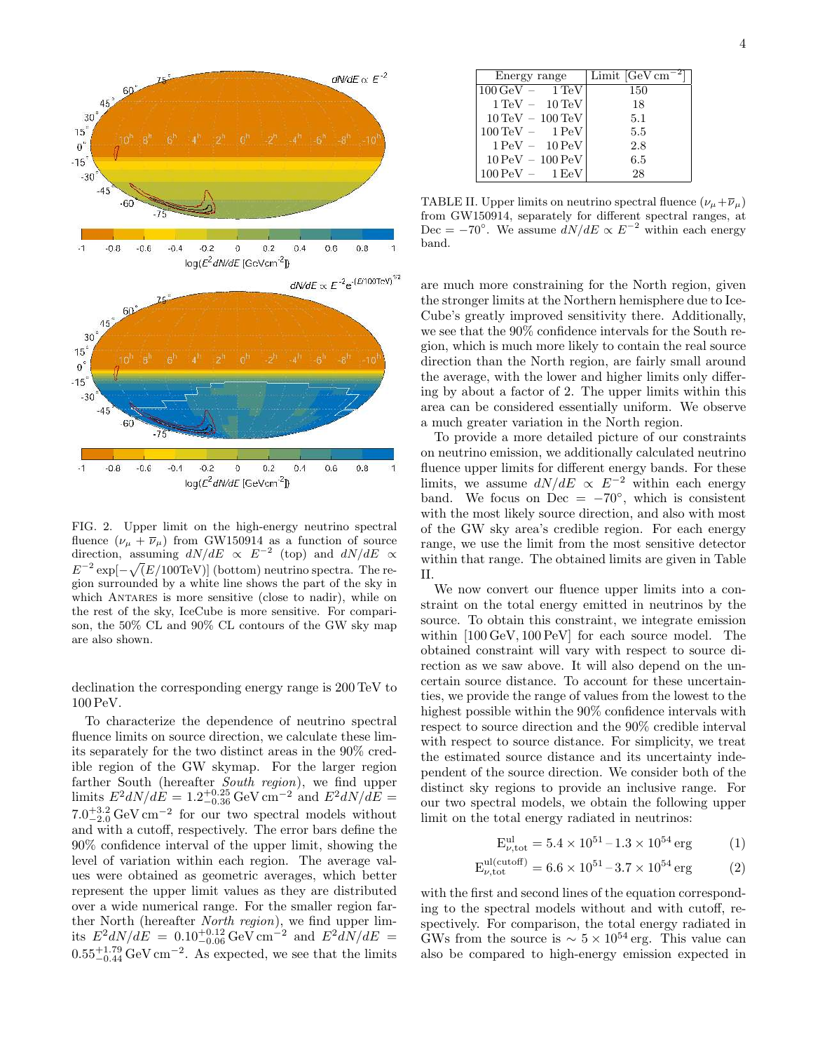FIG. 2. Upper limit on the high-energy neutrino spectral fluence ($\nu_\mu + \overline{\nu}_\mu$) from GW150914 as a function of source direction, assuming $dN/dE \propto E^{-2}$ (top) and $dN/dE \propto E^{-2}\exp[-\sqrt{(E/100\mathrm{TeV})}]$ (bottom) neutrino spectra. The region surrounded by a white line shows the part of the sky in which ANTARES is more sensitive (close to nadir), while on the rest of the sky, IceCube is more sensitive. For comparison, the 50% CL and 90% CL contours of the GW sky map are also shown.

declination the corresponding energy range is 200 TeV to 100 PeV.

To characterize the dependence of neutrino spectral fluence limits on source direction, we calculate these limits separately for the two distinct areas in the 90% credible region of the GW skymap. For the larger region farther South (hereafter *South region*), we find upper limits $E^2 dN/dE = 1.2^{+0.25}_{-0.36}\,\mathrm{GeV\,cm^{-2}}$ and $E^2 dN/dE = 7.0^{+3.2}_{-2.0}\,\mathrm{GeV\,cm^{-2}}$ for our two spectral models without and with a cutoff, respectively. The error bars define the 90% confidence interval of the upper limit, showing the level of variation within each region. The average values were obtained as geometric averages, which better represent the upper limit values as they are distributed over a wide numerical range. For the smaller region farther North (hereafter *North region*), we find upper limits $E^2 dN/dE = 0.10^{+0.12}_{-0.06}\,\mathrm{GeV\,cm^{-2}}$ and $E^2 dN/dE = 0.55^{+1.79}_{-0.44}\,\mathrm{GeV\,cm^{-2}}$. As expected, we see that the limits are much more constraining for the North region, given the stronger limits at the Northern hemisphere due to IceCube's greatly improved sensitivity there. Additionally, we see that the 90% confidence intervals for the South region, which is much more likely to contain the real source direction than the North region, are fairly small around the average, with the lower and higher limits only differing by about a factor of 2. The upper limits within this area can be considered essentially uniform. We observe a much greater variation in the North region.

| Energy range | Limit [GeV cm$^{-2}$] |
|---|---|
| 100 GeV – 1 TeV | 150 |
| 1 TeV – 10 TeV | 18 |
| 10 TeV – 100 TeV | 5.1 |
| 100 TeV – 1 PeV | 5.5 |
| 1 PeV – 10 PeV | 2.8 |
| 10 PeV – 100 PeV | 6.5 |
| 100 PeV – 1 EeV | 28 |

TABLE II. Upper limits on neutrino spectral fluence ($\nu_\mu+\overline{\nu}_\mu$) from GW150914, separately for different spectral ranges, at Dec $= -70^\circ$. We assume $dN/dE \propto E^{-2}$ within each energy band.

To provide a more detailed picture of our constraints on neutrino emission, we additionally calculated neutrino fluence upper limits for different energy bands. For these limits, we assume $dN/dE \propto E^{-2}$ within each energy band. We focus on Dec $= -70^\circ$, which is consistent with the most likely source direction, and also with most of the GW sky area's credible region. For each energy range, we use the limit from the most sensitive detector within that range. The obtained limits are given in Table II.

We now convert our fluence upper limits into a constraint on the total energy emitted in neutrinos by the source. To obtain this constraint, we integrate emission within [100 GeV, 100 PeV] for each source model. The obtained constraint will vary with respect to source direction as we saw above. It will also depend on the uncertain source distance. To account for these uncertainties, we provide the range of values from the lowest to the highest possible within the 90% confidence intervals with respect to source direction and the 90% credible interval with respect to source distance. For simplicity, we treat the estimated source distance and its uncertainty independent of the source direction. We consider both of the distinct sky regions to provide an inclusive range. For our two spectral models, we obtain the following upper limit on the total energy radiated in neutrinos:

$$\mathrm{E}^{\mathrm{ul}}_{\nu,\mathrm{tot}} = 5.4 \times 10^{51} - 1.3 \times 10^{54}\,\mathrm{erg} \qquad (1)$$

$$\mathrm{E}^{\mathrm{ul(cutoff)}}_{\nu,\mathrm{tot}} = 6.6 \times 10^{51} - 3.7 \times 10^{54}\,\mathrm{erg} \qquad (2)$$

with the first and second lines of the equation corresponding to the spectral models without and with cutoff, respectively. For comparison, the total energy radiated in GWs from the source is $\sim 5 \times 10^{54}$ erg. This value can also be compared to high-energy emission expected in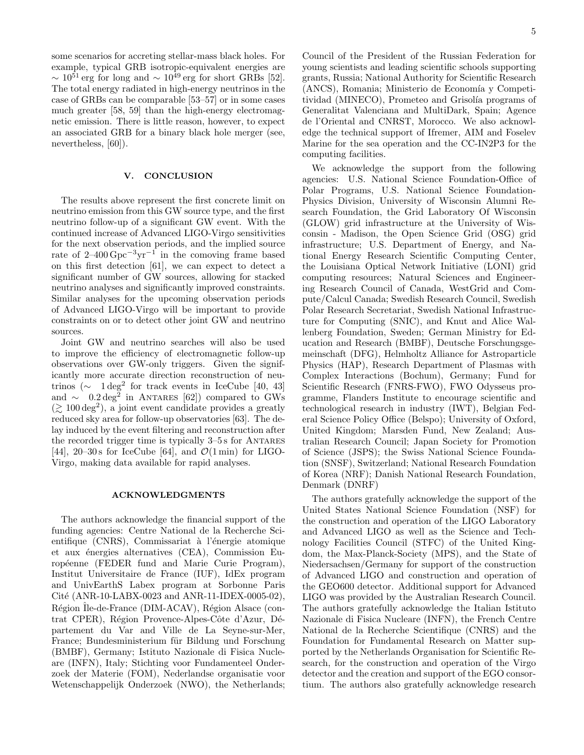some scenarios for accreting stellar-mass black holes. For example, typical GRB isotropic-equivalent energies are $\sim 10^{51}$ erg for long and $\sim 10^{49}$ erg for short GRBs [52]. The total energy radiated in high-energy neutrinos in the case of GRBs can be comparable [53–57] or in some cases much greater [58, 59] than the high-energy electromagnetic emission. There is little reason, however, to expect an associated GRB for a binary black hole merger (see, nevertheless, [60]).

## V. CONCLUSION

The results above represent the first concrete limit on neutrino emission from this GW source type, and the first neutrino follow-up of a significant GW event. With the continued increase of Advanced LIGO-Virgo sensitivities for the next observation periods, and the implied source rate of 2–400 $\mathrm{Gpc}^{-3}\mathrm{yr}^{-1}$ in the comoving frame based on this first detection [61], we can expect to detect a significant number of GW sources, allowing for stacked neutrino analyses and significantly improved constraints. Similar analyses for the upcoming observation periods of Advanced LIGO-Virgo will be important to provide constraints on or to detect other joint GW and neutrino sources.

Joint GW and neutrino searches will also be used to improve the efficiency of electromagnetic follow-up observations over GW-only triggers. Given the significantly more accurate direction reconstruction of neutrinos ($\sim$ 1 $\mathrm{deg}^2$ for track events in IceCube [40, 43] and $\sim$ 0.2 $\mathrm{deg}^2$ in ANTARES [62]) compared to GWs ($\gtrsim 100\,\mathrm{deg}^2$), a joint event candidate provides a greatly reduced sky area for follow-up observatories [63]. The delay induced by the event filtering and reconstruction after the recorded trigger time is typically 3–5 s for ANTARES [44], 20–30 s for IceCube [64], and $\mathcal{O}(1\,\mathrm{min})$ for LIGO-Virgo, making data available for rapid analyses.

## ACKNOWLEDGMENTS

The authors acknowledge the financial support of the funding agencies: Centre National de la Recherche Scientifique (CNRS), Commissariat à l'énergie atomique et aux énergies alternatives (CEA), Commission Européenne (FEDER fund and Marie Curie Program), Institut Universitaire de France (IUF), IdEx program and UnivEarthS Labex program at Sorbonne Paris Cité (ANR-10-LABX-0023 and ANR-11-IDEX-0005-02), Région Île-de-France (DIM-ACAV), Région Alsace (contrat CPER), Région Provence-Alpes-Côte d'Azur, Département du Var and Ville de La Seyne-sur-Mer, France; Bundesministerium für Bildung und Forschung (BMBF), Germany; Istituto Nazionale di Fisica Nucleare (INFN), Italy; Stichting voor Fundamenteel Onderzoek der Materie (FOM), Nederlandse organisatie voor Wetenschappelijk Onderzoek (NWO), the Netherlands; Council of the President of the Russian Federation for young scientists and leading scientific schools supporting grants, Russia; National Authority for Scientific Research (ANCS), Romania; Ministerio de Economía y Competitividad (MINECO), Prometeo and Grisolía programs of Generalitat Valenciana and MultiDark, Spain; Agence de l'Oriental and CNRST, Morocco. We also acknowledge the technical support of Ifremer, AIM and Foselev Marine for the sea operation and the CC-IN2P3 for the computing facilities.

We acknowledge the support from the following agencies: U.S. National Science Foundation-Office of Polar Programs, U.S. National Science Foundation-Physics Division, University of Wisconsin Alumni Research Foundation, the Grid Laboratory Of Wisconsin (GLOW) grid infrastructure at the University of Wisconsin - Madison, the Open Science Grid (OSG) grid infrastructure; U.S. Department of Energy, and National Energy Research Scientific Computing Center, the Louisiana Optical Network Initiative (LONI) grid computing resources; Natural Sciences and Engineering Research Council of Canada, WestGrid and Compute/Calcul Canada; Swedish Research Council, Swedish Polar Research Secretariat, Swedish National Infrastructure for Computing (SNIC), and Knut and Alice Wallenberg Foundation, Sweden; German Ministry for Education and Research (BMBF), Deutsche Forschungsgemeinschaft (DFG), Helmholtz Alliance for Astroparticle Physics (HAP), Research Department of Plasmas with Complex Interactions (Bochum), Germany; Fund for Scientific Research (FNRS-FWO), FWO Odysseus programme, Flanders Institute to encourage scientific and technological research in industry (IWT), Belgian Federal Science Policy Office (Belspo); University of Oxford, United Kingdom; Marsden Fund, New Zealand; Australian Research Council; Japan Society for Promotion of Science (JSPS); the Swiss National Science Foundation (SNSF), Switzerland; National Research Foundation of Korea (NRF); Danish National Research Foundation, Denmark (DNRF)

The authors gratefully acknowledge the support of the United States National Science Foundation (NSF) for the construction and operation of the LIGO Laboratory and Advanced LIGO as well as the Science and Technology Facilities Council (STFC) of the United Kingdom, the Max-Planck-Society (MPS), and the State of Niedersachsen/Germany for support of the construction of Advanced LIGO and construction and operation of the GEO600 detector. Additional support for Advanced LIGO was provided by the Australian Research Council. The authors gratefully acknowledge the Italian Istituto Nazionale di Fisica Nucleare (INFN), the French Centre National de la Recherche Scientifique (CNRS) and the Foundation for Fundamental Research on Matter supported by the Netherlands Organisation for Scientific Research, for the construction and operation of the Virgo detector and the creation and support of the EGO consortium. The authors also gratefully acknowledge research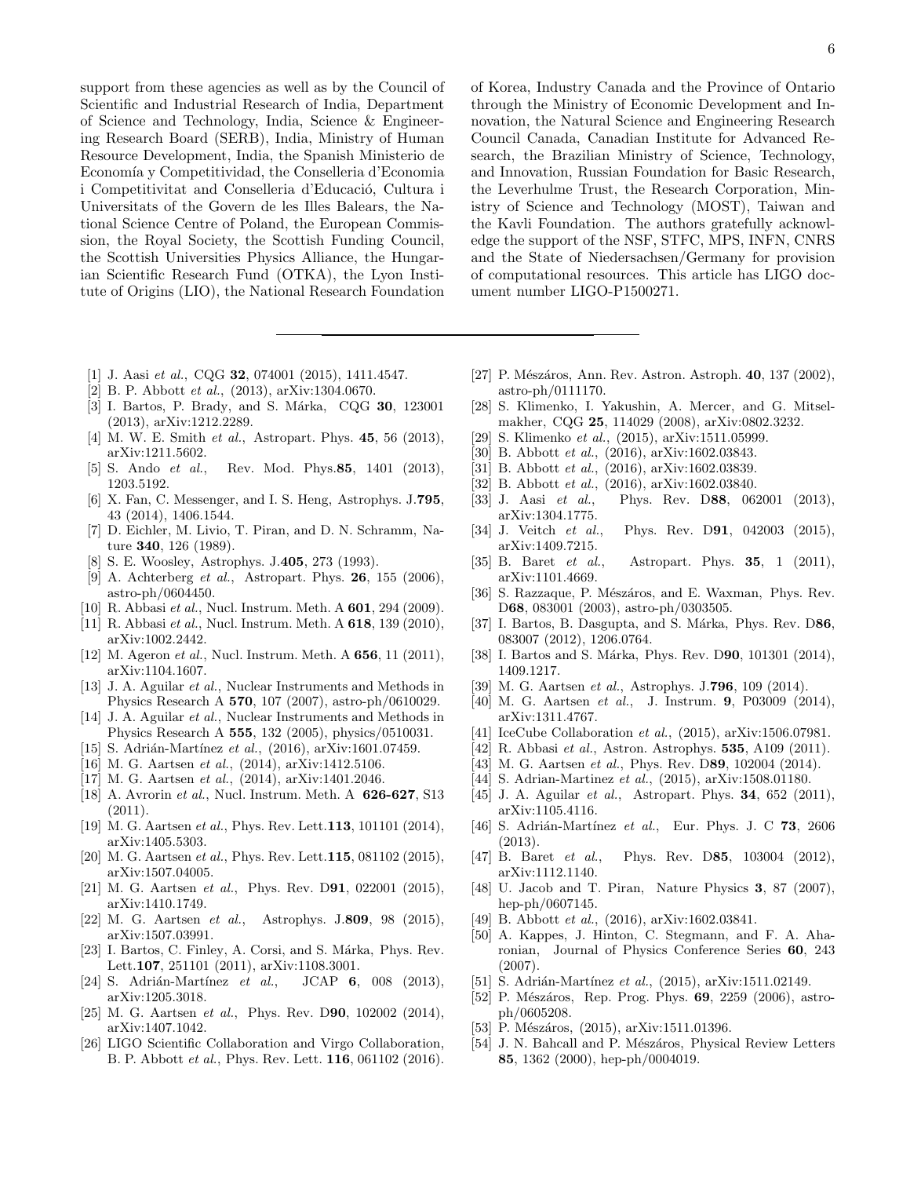support from these agencies as well as by the Council of Scientific and Industrial Research of India, Department of Science and Technology, India, Science & Engineering Research Board (SERB), India, Ministry of Human Resource Development, India, the Spanish Ministerio de Economía y Competitividad, the Conselleria d'Economia i Competitivitat and Conselleria d'Educació, Cultura i Universitats of the Govern de les Illes Balears, the National Science Centre of Poland, the European Commission, the Royal Society, the Scottish Funding Council, the Scottish Universities Physics Alliance, the Hungarian Scientific Research Fund (OTKA), the Lyon Institute of Origins (LIO), the National Research Foundation of Korea, Industry Canada and the Province of Ontario through the Ministry of Economic Development and Innovation, the Natural Science and Engineering Research Council Canada, Canadian Institute for Advanced Research, the Brazilian Ministry of Science, Technology, and Innovation, Russian Foundation for Basic Research, the Leverhulme Trust, the Research Corporation, Ministry of Science and Technology (MOST), Taiwan and the Kavli Foundation. The authors gratefully acknowledge the support of the NSF, STFC, MPS, INFN, CNRS and the State of Niedersachsen/Germany for provision of computational resources. This article has LIGO document number LIGO-P1500271.

---

[1] J. Aasi *et al.*, CQG **32**, 074001 (2015), 1411.4547.
[2] B. P. Abbott *et al.*, (2013), arXiv:1304.0670.
[3] I. Bartos, P. Brady, and S. Márka, CQG **30**, 123001 (2013), arXiv:1212.2289.
[4] M. W. E. Smith *et al.*, Astropart. Phys. **45**, 56 (2013), arXiv:1211.5602.
[5] S. Ando *et al.*, Rev. Mod. Phys.**85**, 1401 (2013), 1203.5192.
[6] X. Fan, C. Messenger, and I. S. Heng, Astrophys. J.**795**, 43 (2014), 1406.1544.
[7] D. Eichler, M. Livio, T. Piran, and D. N. Schramm, Nature **340**, 126 (1989).
[8] S. E. Woosley, Astrophys. J.**405**, 273 (1993).
[9] A. Achterberg *et al.*, Astropart. Phys. **26**, 155 (2006), astro-ph/0604450.
[10] R. Abbasi *et al.*, Nucl. Instrum. Meth. A **601**, 294 (2009).
[11] R. Abbasi *et al.*, Nucl. Instrum. Meth. A **618**, 139 (2010), arXiv:1002.2442.
[12] M. Ageron *et al.*, Nucl. Instrum. Meth. A **656**, 11 (2011), arXiv:1104.1607.
[13] J. A. Aguilar *et al.*, Nuclear Instruments and Methods in Physics Research A **570**, 107 (2007), astro-ph/0610029.
[14] J. A. Aguilar *et al.*, Nuclear Instruments and Methods in Physics Research A **555**, 132 (2005), physics/0510031.
[15] S. Adrián-Martínez *et al.*, (2016), arXiv:1601.07459.
[16] M. G. Aartsen *et al.*, (2014), arXiv:1412.5106.
[17] M. G. Aartsen *et al.*, (2014), arXiv:1401.2046.
[18] A. Avrorin *et al.*, Nucl. Instrum. Meth. A **626-627**, S13 (2011).
[19] M. G. Aartsen *et al.*, Phys. Rev. Lett.**113**, 101101 (2014), arXiv:1405.5303.
[20] M. G. Aartsen *et al.*, Phys. Rev. Lett.**115**, 081102 (2015), arXiv:1507.04005.
[21] M. G. Aartsen *et al.*, Phys. Rev. D**91**, 022001 (2015), arXiv:1410.1749.
[22] M. G. Aartsen *et al.*, Astrophys. J.**809**, 98 (2015), arXiv:1507.03991.
[23] I. Bartos, C. Finley, A. Corsi, and S. Márka, Phys. Rev. Lett.**107**, 251101 (2011), arXiv:1108.3001.
[24] S. Adrián-Martínez *et al.*, JCAP **6**, 008 (2013), arXiv:1205.3018.
[25] M. G. Aartsen *et al.*, Phys. Rev. D**90**, 102002 (2014), arXiv:1407.1042.
[26] LIGO Scientific Collaboration and Virgo Collaboration, B. P. Abbott *et al.*, Phys. Rev. Lett. **116**, 061102 (2016).
[27] P. Mészáros, Ann. Rev. Astron. Astroph. **40**, 137 (2002), astro-ph/0111170.
[28] S. Klimenko, I. Yakushin, A. Mercer, and G. Mitselmakher, CQG **25**, 114029 (2008), arXiv:0802.3232.
[29] S. Klimenko *et al.*, (2015), arXiv:1511.05999.
[30] B. Abbott *et al.*, (2016), arXiv:1602.03843.
[31] B. Abbott *et al.*, (2016), arXiv:1602.03839.
[32] B. Abbott *et al.*, (2016), arXiv:1602.03840.
[33] J. Aasi *et al.*, Phys. Rev. D**88**, 062001 (2013), arXiv:1304.1775.
[34] J. Veitch *et al.*, Phys. Rev. D**91**, 042003 (2015), arXiv:1409.7215.
[35] B. Baret *et al.*, Astropart. Phys. **35**, 1 (2011), arXiv:1101.4669.
[36] S. Razzaque, P. Mészáros, and E. Waxman, Phys. Rev. D**68**, 083001 (2003), astro-ph/0303505.
[37] I. Bartos, B. Dasgupta, and S. Márka, Phys. Rev. D**86**, 083007 (2012), 1206.0764.
[38] I. Bartos and S. Márka, Phys. Rev. D**90**, 101301 (2014), 1409.1217.
[39] M. G. Aartsen *et al.*, Astrophys. J.**796**, 109 (2014).
[40] M. G. Aartsen *et al.*, J. Instrum. **9**, P03009 (2014), arXiv:1311.4767.
[41] IceCube Collaboration *et al.*, (2015), arXiv:1506.07981.
[42] R. Abbasi *et al.*, Astron. Astrophys. **535**, A109 (2011).
[43] M. G. Aartsen *et al.*, Phys. Rev. D**89**, 102004 (2014).
[44] S. Adrian-Martinez *et al.*, (2015), arXiv:1508.01180.
[45] J. A. Aguilar *et al.*, Astropart. Phys. **34**, 652 (2011), arXiv:1105.4116.
[46] S. Adrián-Martínez *et al.*, Eur. Phys. J. C **73**, 2606 (2013).
[47] B. Baret *et al.*, Phys. Rev. D**85**, 103004 (2012), arXiv:1112.1140.
[48] U. Jacob and T. Piran, Nature Physics **3**, 87 (2007), hep-ph/0607145.
[49] B. Abbott *et al.*, (2016), arXiv:1602.03841.
[50] A. Kappes, J. Hinton, C. Stegmann, and F. A. Aharonian, Journal of Physics Conference Series **60**, 243 (2007).
[51] S. Adrián-Martínez *et al.*, (2015), arXiv:1511.02149.
[52] P. Mészáros, Rep. Prog. Phys. **69**, 2259 (2006), astro-ph/0605208.
[53] P. Mészáros, (2015), arXiv:1511.01396.
[54] J. N. Bahcall and P. Mészáros, Physical Review Letters **85**, 1362 (2000), hep-ph/0004019.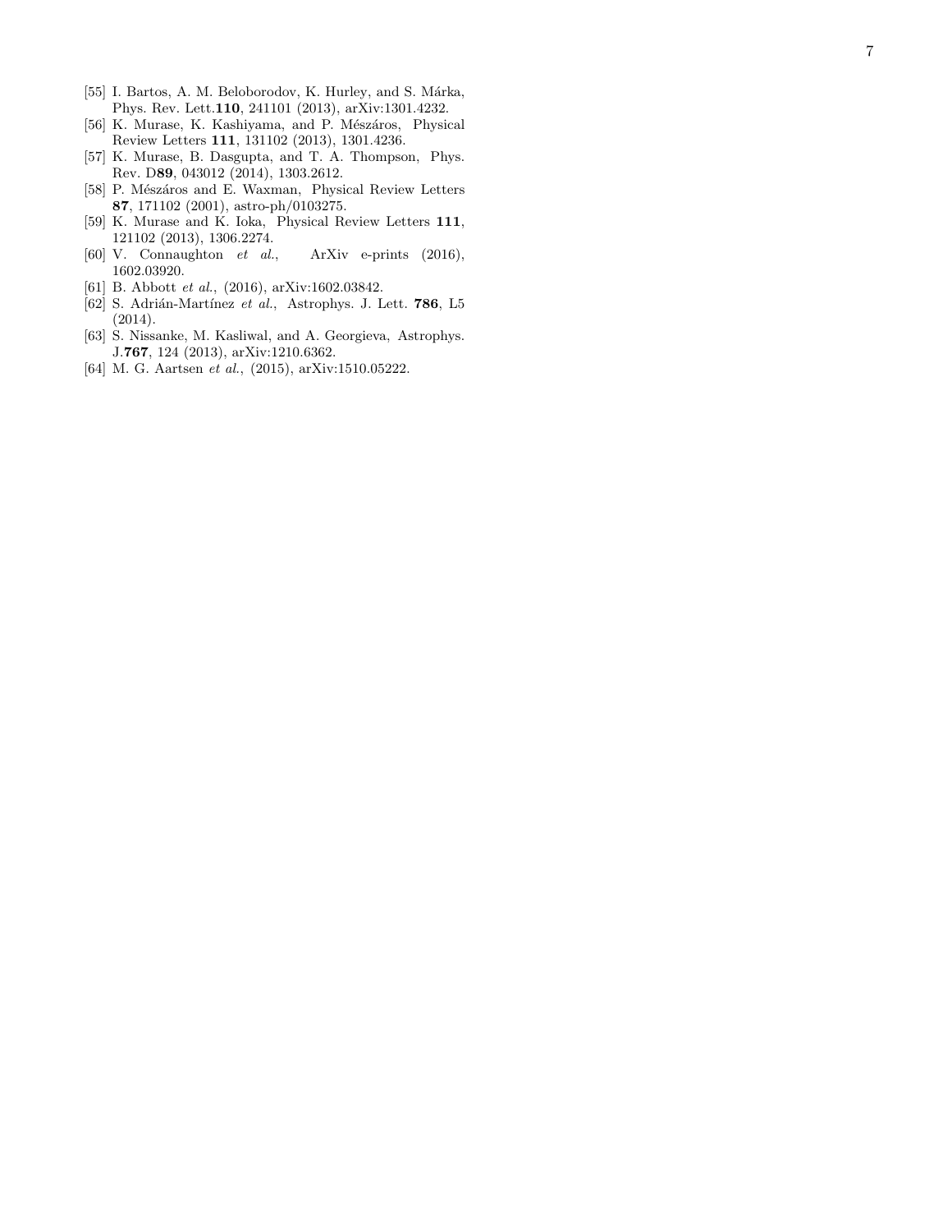[55] I. Bartos, A. M. Beloborodov, K. Hurley, and S. Márka, Phys. Rev. Lett.**110**, 241101 (2013), arXiv:1301.4232.

[56] K. Murase, K. Kashiyama, and P. Mészáros, Physical Review Letters **111**, 131102 (2013), 1301.4236.

[57] K. Murase, B. Dasgupta, and T. A. Thompson, Phys. Rev. D**89**, 043012 (2014), 1303.2612.

[58] P. Mészáros and E. Waxman, Physical Review Letters **87**, 171102 (2001), astro-ph/0103275.

[59] K. Murase and K. Ioka, Physical Review Letters **111**, 121102 (2013), 1306.2274.

[60] V. Connaughton *et al.*, ArXiv e-prints (2016), 1602.03920.

[61] B. Abbott *et al.*, (2016), arXiv:1602.03842.

[62] S. Adrián-Martínez *et al.*, Astrophys. J. Lett. **786**, L5 (2014).

[63] S. Nissanke, M. Kasliwal, and A. Georgieva, Astrophys. J.**767**, 124 (2013), arXiv:1210.6362.

[64] M. G. Aartsen *et al.*, (2015), arXiv:1510.05222.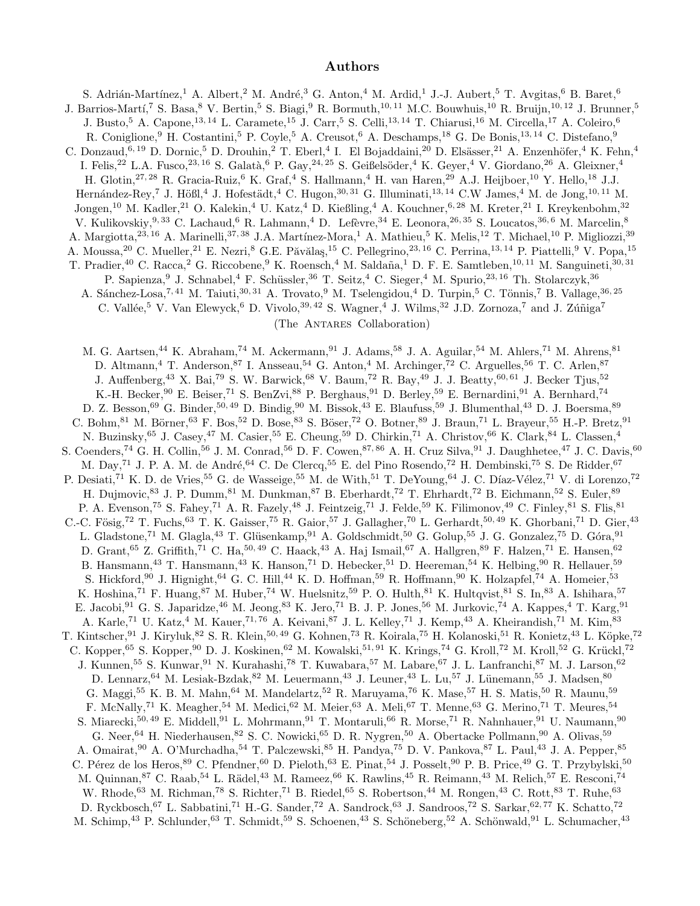# Authors

S. Adrián-Martínez,[1] A. Albert,[2] M. André,[3] G. Anton,[4] M. Ardid,[1] J.-J. Aubert,[5] T. Avgitas,[6] B. Baret,[6] J. Barrios-Martí,[7] S. Basa,[8] V. Bertin,[5] S. Biagi,[9] R. Bormuth,[10,11] M.C. Bouwhuis,[10] R. Bruijn,[10,12] J. Brunner,[5] J. Busto,[5] A. Capone,[13,14] L. Caramete,[15] J. Carr,[5] S. Celli,[13,14] T. Chiarusi,[16] M. Circella,[17] A. Coleiro,[6] R. Coniglione,[9] H. Costantini,[5] P. Coyle,[5] A. Creusot,[6] A. Deschamps,[18] G. De Bonis,[13,14] C. Distefano,[9] C. Donzaud,[6,19] D. Dornic,[5] D. Drouhin,[2] T. Eberl,[4] I. El Bojaddaini,[20] D. Elsässer,[21] A. Enzenhöfer,[4] K. Fehn,[4] I. Felis,[22] L.A. Fusco,[23,16] S. Galatà,[6] P. Gay,[24,25] S. Geißelsöder,[4] K. Geyer,[4] V. Giordano,[26] A. Gleixner,[4] H. Glotin,[27,28] R. Gracia-Ruiz,[6] K. Graf,[4] S. Hallmann,[4] H. van Haren,[29] A.J. Heijboer,[10] Y. Hello,[18] J.J. Hernández-Rey,[7] J. Hößl,[4] J. Hofestädt,[4] C. Hugon,[30,31] G. Illuminati,[13,14] C.W James,[4] M. de Jong,[10,11] M. Jongen,[10] M. Kadler,[21] O. Kalekin,[4] U. Katz,[4] D. Kießling,[4] A. Kouchner,[6,28] M. Kreter,[21] I. Kreykenbohm,[32] V. Kulikovskiy,[9,33] C. Lachaud,[6] R. Lahmann,[4] D. Lefèvre,[34] E. Leonora,[26,35] S. Loucatos,[36,6] M. Marcelin,[8] A. Margiotta,[23,16] A. Marinelli,[37,38] J.A. Martínez-Mora,[1] A. Mathieu,[5] K. Melis,[12] T. Michael,[10] P. Migliozzi,[39] A. Moussa,[20] C. Mueller,[21] E. Nezri,[8] G.E. Păvălaş,[15] C. Pellegrino,[23,16] C. Perrina,[13,14] P. Piattelli,[9] V. Popa,[15] T. Pradier,[40] C. Racca,[2] G. Riccobene,[9] K. Roensch,[4] M. Saldaña,[1] D. F. E. Samtleben,[10,11] M. Sanguineti,[30,31] P. Sapienza,[9] J. Schnabel,[4] F. Schüssler,[36] T. Seitz,[4] C. Sieger,[4] M. Spurio,[23,16] Th. Stolarczyk,[36] A. Sánchez-Losa,[7,41] M. Taiuti,[30,31] A. Trovato,[9] M. Tselengidou,[4] D. Turpin,[5] C. Tönnis,[7] B. Vallage,[36,25] C. Vallée,[5] V. Van Elewyck,[6] D. Vivolo,[39,42] S. Wagner,[4] J. Wilms,[32] J.D. Zornoza,[7] and J. Zúñiga[7]
(The ANTARES Collaboration)

M. G. Aartsen,[44] K. Abraham,[74] M. Ackermann,[91] J. Adams,[58] J. A. Aguilar,[54] M. Ahlers,[71] M. Ahrens,[81] D. Altmann,[4] T. Anderson,[87] I. Ansseau,[54] G. Anton,[4] M. Archinger,[72] C. Arguelles,[56] T. C. Arlen,[87] J. Auffenberg,[43] X. Bai,[79] S. W. Barwick,[68] V. Baum,[72] R. Bay,[49] J. J. Beatty,[60,61] J. Becker Tjus,[52] K.-H. Becker,[90] E. Beiser,[71] S. BenZvi,[88] P. Berghaus,[91] D. Berley,[59] E. Bernardini,[91] A. Bernhard,[74] D. Z. Besson,[69] G. Binder,[50,49] D. Bindig,[90] M. Bissok,[43] E. Blaufuss,[59] J. Blumenthal,[43] D. J. Boersma,[89] C. Bohm,[81] M. Börner,[63] F. Bos,[52] D. Bose,[83] S. Böser,[72] O. Botner,[89] J. Braun,[71] L. Brayeur,[55] H.-P. Bretz,[91] N. Buzinsky,[65] J. Casey,[47] M. Casier,[55] E. Cheung,[59] D. Chirkin,[71] A. Christov,[66] K. Clark,[84] L. Classen,[4] S. Coenders,[74] G. H. Collin,[56] J. M. Conrad,[56] D. F. Cowen,[87,86] A. H. Cruz Silva,[91] J. Daughhetee,[47] J. C. Davis,[60] M. Day,[71] J. P. A. M. de André,[64] C. De Clercq,[55] E. del Pino Rosendo,[72] H. Dembinski,[75] S. De Ridder,[67] P. Desiati,[71] K. D. de Vries,[55] G. de Wasseige,[55] M. de With,[51] T. DeYoung,[64] J. C. Díaz-Vélez,[71] V. di Lorenzo,[72] H. Dujmovic,[83] J. P. Dumm,[81] M. Dunkman,[87] B. Eberhardt,[72] T. Ehrhardt,[72] B. Eichmann,[52] S. Euler,[89] P. A. Evenson,[75] S. Fahey,[71] A. R. Fazely,[48] J. Feintzeig,[71] J. Felde,[59] K. Filimonov,[49] C. Finley,[81] S. Flis,[81] C.-C. Fösig,[72] T. Fuchs,[63] T. K. Gaisser,[75] R. Gaior,[57] J. Gallagher,[70] L. Gerhardt,[50,49] K. Ghorbani,[71] D. Gier,[43] L. Gladstone,[71] M. Glagla,[43] T. Glüsenkamp,[91] A. Goldschmidt,[50] G. Golup,[55] J. G. Gonzalez,[75] D. Góra,[91] D. Grant,[65] Z. Griffith,[71] C. Ha,[50,49] C. Haack,[43] A. Haj Ismail,[67] A. Hallgren,[89] F. Halzen,[71] E. Hansen,[62] B. Hansmann,[43] T. Hansmann,[43] K. Hanson,[71] D. Hebecker,[51] D. Heereman,[54] K. Helbing,[90] R. Hellauer,[59] S. Hickford,[90] J. Hignight,[64] G. C. Hill,[44] K. D. Hoffman,[59] R. Hoffmann,[90] K. Holzapfel,[74] A. Homeier,[53] K. Hoshina,[71] F. Huang,[87] M. Huber,[74] W. Huelsnitz,[59] P. O. Hulth,[81] K. Hultqvist,[81] S. In,[83] A. Ishihara,[57] E. Jacobi,[91] G. S. Japaridze,[46] M. Jeong,[83] K. Jero,[71] B. J. P. Jones,[56] M. Jurkovic,[74] A. Kappes,[4] T. Karg,[91] A. Karle,[71] U. Katz,[4] M. Kauer,[71,76] A. Keivani,[87] J. L. Kelley,[71] J. Kemp,[43] A. Kheirandish,[71] M. Kim,[83] T. Kintscher,[91] J. Kiryluk,[82] S. R. Klein,[50,49] G. Kohnen,[73] R. Koirala,[75] H. Kolanoski,[51] R. Konietz,[43] L. Köpke,[72] C. Kopper,[65] S. Kopper,[90] D. J. Koskinen,[62] M. Kowalski,[51,91] K. Krings,[74] G. Kroll,[72] M. Kroll,[52] G. Krückl,[72] J. Kunnen,[55] S. Kunwar,[91] N. Kurahashi,[78] T. Kuwabara,[57] M. Labare,[67] J. L. Lanfranchi,[87] M. J. Larson,[62] D. Lennarz,[64] M. Lesiak-Bzdak,[82] M. Leuermann,[43] J. Leuner,[43] L. Lu,[57] J. Lünemann,[55] J. Madsen,[80] G. Maggi,[55] K. B. M. Mahn,[64] M. Mandelartz,[52] R. Maruyama,[76] K. Mase,[57] H. S. Matis,[50] R. Maunu,[59] F. McNally,[71] K. Meagher,[54] M. Medici,[62] M. Meier,[63] A. Meli,[67] T. Menne,[63] G. Merino,[71] T. Meures,[54] S. Miarecki,[50,49] E. Middell,[91] L. Mohrmann,[91] T. Montaruli,[66] R. Morse,[71] R. Nahnhauer,[91] U. Naumann,[90] G. Neer,[64] H. Niederhausen,[82] S. C. Nowicki,[65] D. R. Nygren,[50] A. Obertacke Pollmann,[90] A. Olivas,[59] A. Omairat,[90] A. O'Murchadha,[54] T. Palczewski,[85] H. Pandya,[75] D. V. Pankova,[87] L. Paul,[43] J. A. Pepper,[85] C. Pérez de los Heros,[89] C. Pfendner,[60] D. Pieloth,[63] E. Pinat,[54] J. Posselt,[90] P. B. Price,[49] G. T. Przybylski,[50] M. Quinnan,[87] C. Raab,[54] L. Rädel,[43] M. Rameez,[66] K. Rawlins,[45] R. Reimann,[43] M. Relich,[57] E. Resconi,[74] W. Rhode,[63] M. Richman,[78] S. Richter,[71] B. Riedel,[65] S. Robertson,[44] M. Rongen,[43] C. Rott,[83] T. Ruhe,[63] D. Ryckbosch,[67] L. Sabbatini,[71] H.-G. Sander,[72] A. Sandrock,[63] J. Sandroos,[72] S. Sarkar,[62,77] K. Schatto,[72] M. Schimp,[43] P. Schlunder,[63] T. Schmidt,[59] S. Schoenen,[43] S. Schöneberg,[52] A. Schönwald,[91] L. Schumacher,[43]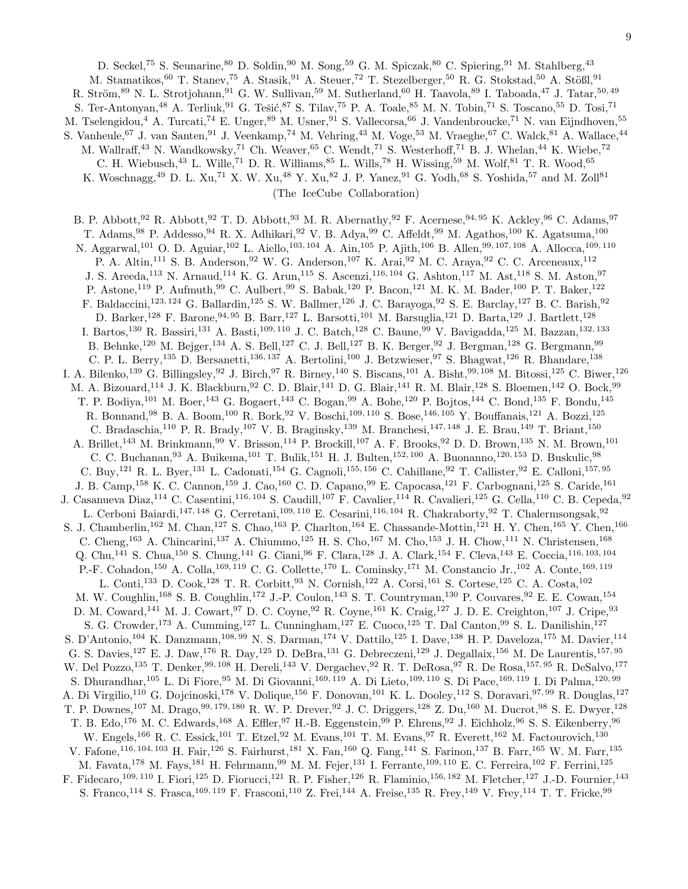D. Seckel,[75] S. Seunarine,[80] D. Soldin,[90] M. Song,[59] G. M. Spiczak,[80] C. Spiering,[91] M. Stahlberg,[43] M. Stamatikos,[60] T. Stanev,[75] A. Stasik,[91] A. Steuer,[72] T. Stezelberger,[50] R. G. Stokstad,[50] A. Stößl,[91] R. Ström,[89] N. L. Strotjohann,[91] G. W. Sullivan,[59] M. Sutherland,[60] H. Taavola,[89] I. Taboada,[47] J. Tatar,[50,49] S. Ter-Antonyan,[48] A. Terliuk,[91] G. Tešić,[87] S. Tilav,[75] P. A. Toale,[85] M. N. Tobin,[71] S. Toscano,[55] D. Tosi,[71] M. Tselengidou,[4] A. Turcati,[74] E. Unger,[89] M. Usner,[91] S. Vallecorsa,[66] J. Vandenbroucke,[71] N. van Eijndhoven,[55] S. Vanheule,[67] J. van Santen,[91] J. Veenkamp,[74] M. Vehring,[43] M. Voge,[53] M. Vraeghe,[67] C. Walck,[81] A. Wallace,[44] M. Wallraff,[43] N. Wandkowsky,[71] Ch. Weaver,[65] C. Wendt,[71] S. Westerhoff,[71] B. J. Whelan,[44] K. Wiebe,[72] C. H. Wiebusch,[43] L. Wille,[71] D. R. Williams,[85] L. Wills,[78] H. Wissing,[59] M. Wolf,[81] T. R. Wood,[65] K. Woschnagg,[49] D. L. Xu,[71] X. W. Xu,[48] Y. Xu,[82] J. P. Yanez,[91] G. Yodh,[68] S. Yoshida,[57] and M. Zoll[81]

(The IceCube Collaboration)

B. P. Abbott,[92] R. Abbott,[92] T. D. Abbott,[93] M. R. Abernathy,[92] F. Acernese,[94,95] K. Ackley,[96] C. Adams,[97] T. Adams,[98] P. Addesso,[94] R. X. Adhikari,[92] V. B. Adya,[99] C. Affeldt,[99] M. Agathos,[100] K. Agatsuma,[100] N. Aggarwal,[101] O. D. Aguiar,[102] L. Aiello,[103,104] A. Ain,[105] P. Ajith,[106] B. Allen,[99,107,108] A. Allocca,[109,110] P. A. Altin,[111] S. B. Anderson,[92] W. G. Anderson,[107] K. Arai,[92] M. C. Araya,[92] C. C. Arceneaux,[112] J. S. Areeda,[113] N. Arnaud,[114] K. G. Arun,[115] S. Ascenzi,[116,104] G. Ashton,[117] M. Ast,[118] S. M. Aston,[97] P. Astone,[119] P. Aufmuth,[99] C. Aulbert,[99] S. Babak,[120] P. Bacon,[121] M. K. M. Bader,[100] P. T. Baker,[122] F. Baldaccini,[123,124] G. Ballardin,[125] S. W. Ballmer,[126] J. C. Barayoga,[92] S. E. Barclay,[127] B. C. Barish,[92] D. Barker,[128] F. Barone,[94,95] B. Barr,[127] L. Barsotti,[101] M. Barsuglia,[121] D. Barta,[129] J. Bartlett,[128] I. Bartos,[130] R. Bassiri,[131] A. Basti,[109,110] J. C. Batch,[128] C. Baune,[99] V. Bavigadda,[125] M. Bazzan,[132,133] B. Behnke,[120] M. Bejger,[134] A. S. Bell,[127] C. J. Bell,[127] B. K. Berger,[92] J. Bergman,[128] G. Bergmann,[99] C. P. L. Berry,[135] D. Bersanetti,[136,137] A. Bertolini,[100] J. Betzwieser,[97] S. Bhagwat,[126] R. Bhandare,[138] I. A. Bilenko,[139] G. Billingsley,[92] J. Birch,[97] R. Birney,[140] S. Biscans,[101] A. Bisht,[99,108] M. Bitossi,[125] C. Biwer,[126] M. A. Bizouard,[114] J. K. Blackburn,[92] C. D. Blair,[141] D. G. Blair,[141] R. M. Blair,[128] S. Bloemen,[142] O. Bock,[99] T. P. Bodiya,[101] M. Boer,[143] G. Bogaert,[143] C. Bogan,[99] A. Bohe,[120] P. Bojtos,[144] C. Bond,[135] F. Bondu,[145] R. Bonnand,[98] B. A. Boom,[100] R. Bork,[92] V. Boschi,[109,110] S. Bose,[146,105] Y. Bouffanais,[121] A. Bozzi,[125] C. Bradaschia,[110] P. R. Brady,[107] V. B. Braginsky,[139] M. Branchesi,[147,148] J. E. Brau,[149] T. Briant,[150] A. Brillet,[143] M. Brinkmann,[99] V. Brisson,[114] P. Brockill,[107] A. F. Brooks,[92] D. D. Brown,[135] N. M. Brown,[101] C. C. Buchanan,[93] A. Buikema,[101] T. Bulik,[151] H. J. Bulten,[152,100] A. Buonanno,[120,153] D. Buskulic,[98] C. Buy,[121] R. L. Byer,[131] L. Cadonati,[154] G. Cagnoli,[155,156] C. Cahillane,[92] T. Callister,[92] E. Calloni,[157,95] J. B. Camp,[158] K. C. Cannon,[159] J. Cao,[160] C. D. Capano,[99] E. Capocasa,[121] F. Carbognani,[125] S. Caride,[161] J. Casanueva Diaz,[114] C. Casentini,[116,104] S. Caudill,[107] F. Cavalier,[114] R. Cavalieri,[125] G. Cella,[110] C. B. Cepeda,[92] L. Cerboni Baiardi,[147,148] G. Cerretani,[109,110] E. Cesarini,[116,104] R. Chakraborty,[92] T. Chalermsongsak,[92] S. J. Chamberlin,[162] M. Chan,[127] S. Chao,[163] P. Charlton,[164] E. Chassande-Mottin,[121] H. Y. Chen,[165] Y. Chen,[166] C. Cheng,[163] A. Chincarini,[137] A. Chiummo,[125] H. S. Cho,[167] M. Cho,[153] J. H. Chow,[111] N. Christensen,[168] Q. Chu,[141] S. Chua,[150] S. Chung,[141] G. Ciani,[96] F. Clara,[128] J. A. Clark,[154] F. Cleva,[143] E. Coccia,[116,103,104] P.-F. Cohadon,[150] A. Colla,[169,119] C. G. Collette,[170] L. Cominsky,[171] M. Constancio Jr.,[102] A. Conte,[169,119] L. Conti,[133] D. Cook,[128] T. R. Corbitt,[93] N. Cornish,[122] A. Corsi,[161] S. Cortese,[125] C. A. Costa,[102] M. W. Coughlin,[168] S. B. Coughlin,[172] J.-P. Coulon,[143] S. T. Countryman,[130] P. Couvares,[92] E. E. Cowan,[154] D. M. Coward,[141] M. J. Cowart,[97] D. C. Coyne,[92] R. Coyne,[161] K. Craig,[127] J. D. E. Creighton,[107] J. Cripe,[93] S. G. Crowder,[173] A. Cumming,[127] L. Cunningham,[127] E. Cuoco,[125] T. Dal Canton,[99] S. L. Danilishin,[127] S. D'Antonio,[104] K. Danzmann,[108,99] N. S. Darman,[174] V. Dattilo,[125] I. Dave,[138] H. P. Daveloza,[175] M. Davier,[114] G. S. Davies,[127] E. J. Daw,[176] R. Day,[125] D. DeBra,[131] G. Debreczeni,[129] J. Degallaix,[156] M. De Laurentis,[157,95] W. Del Pozzo,[135] T. Denker,[99,108] H. Dereli,[143] V. Dergachev,[92] R. T. DeRosa,[97] R. De Rosa,[157,95] R. DeSalvo,[177] S. Dhurandhar,[105] L. Di Fiore,[95] M. Di Giovanni,[169,119] A. Di Lieto,[109,110] S. Di Pace,[169,119] I. Di Palma,[120,99] A. Di Virgilio,[110] G. Dojcinoski,[178] V. Dolique,[156] F. Donovan,[101] K. L. Dooley,[112] S. Doravari,[97,99] R. Douglas,[127] T. P. Downes,[107] M. Drago,[99,179,180] R. W. P. Drever,[92] J. C. Driggers,[128] Z. Du,[160] M. Ducrot,[98] S. E. Dwyer,[128] T. B. Edo,[176] M. C. Edwards,[168] A. Effler,[97] H.-B. Eggenstein,[99] P. Ehrens,[92] J. Eichholz,[96] S. S. Eikenberry,[96] W. Engels,[166] R. C. Essick,[101] T. Etzel,[92] M. Evans,[101] T. M. Evans,[97] R. Everett,[162] M. Factourovich,[130] V. Fafone,[116,104,103] H. Fair,[126] S. Fairhurst,[181] X. Fan,[160] Q. Fang,[141] S. Farinon,[137] B. Farr,[165] W. M. Farr,[135] M. Favata,[178] M. Fays,[181] H. Fehrmann,[99] M. M. Fejer,[131] I. Ferrante,[109,110] E. C. Ferreira,[102] F. Ferrini,[125] F. Fidecaro,[109,110] I. Fiori,[125] D. Fiorucci,[121] R. P. Fisher,[126] R. Flaminio,[156,182] M. Fletcher,[127] J.-D. Fournier,[143] S. Franco,[114] S. Frasca,[169,119] F. Frasconi,[110] Z. Frei,[144] A. Freise,[135] R. Frey,[149] V. Frey,[114] T. T. Fricke,[99]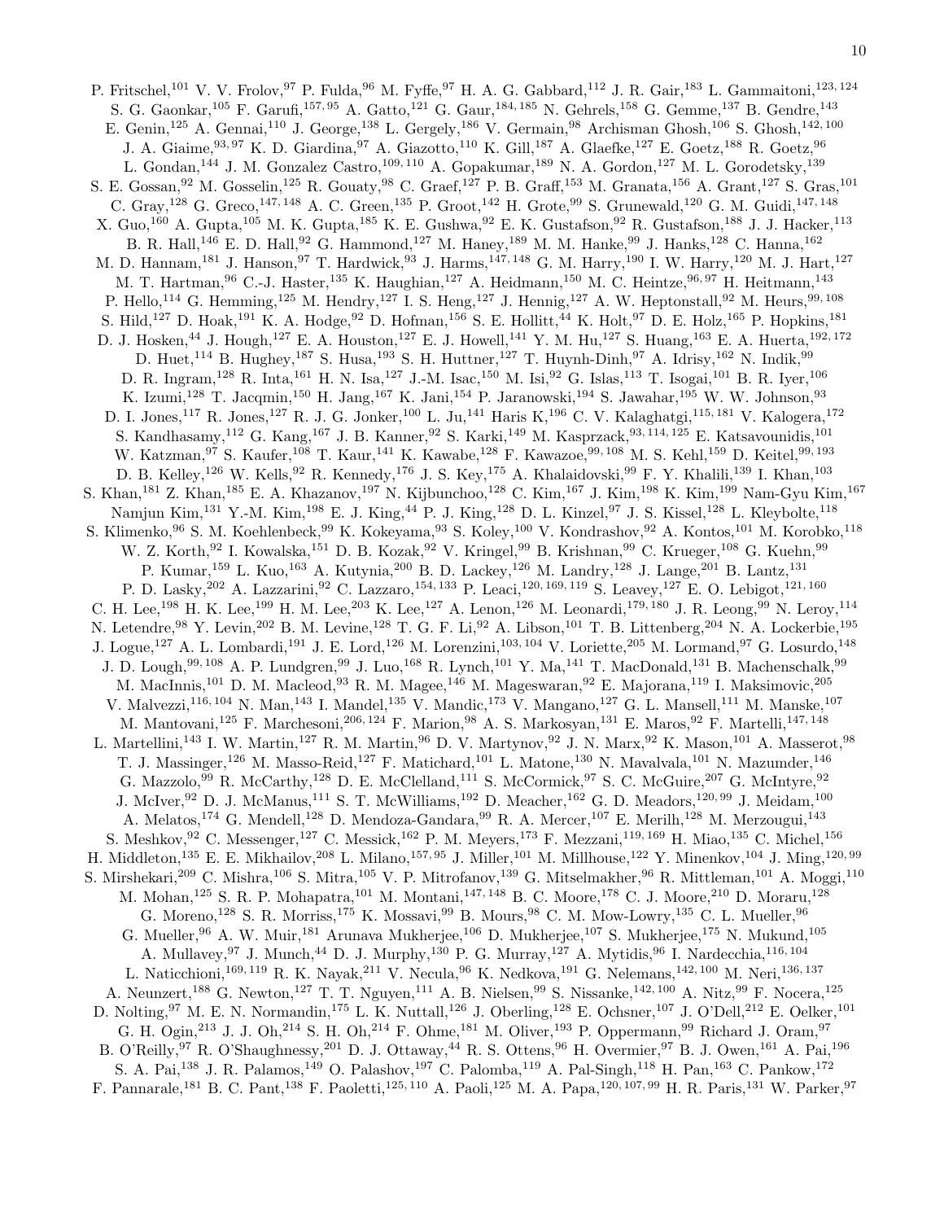P. Fritschel,[101] V. V. Frolov,[97] P. Fulda,[96] M. Fyffe,[97] H. A. G. Gabbard,[112] J. R. Gair,[183] L. Gammaitoni,[123,124] S. G. Gaonkar,[105] F. Garufi,[157,95] A. Gatto,[121] G. Gaur,[184,185] N. Gehrels,[158] G. Gemme,[137] B. Gendre,[143] E. Genin,[125] A. Gennai,[110] J. George,[138] L. Gergely,[186] V. Germain,[98] Archisman Ghosh,[106] S. Ghosh,[142,100] J. A. Giaime,[93,97] K. D. Giardina,[97] A. Giazotto,[110] K. Gill,[187] A. Glaefke,[127] E. Goetz,[188] R. Goetz,[96] L. Gondan,[144] J. M. Gonzalez Castro,[109,110] A. Gopakumar,[189] N. A. Gordon,[127] M. L. Gorodetsky,[139] S. E. Gossan,[92] M. Gosselin,[125] R. Gouaty,[98] C. Graef,[127] P. B. Graff,[153] M. Granata,[156] A. Grant,[127] S. Gras,[101] C. Gray,[128] G. Greco,[147,148] A. C. Green,[135] P. Groot,[142] H. Grote,[99] S. Grunewald,[120] G. M. Guidi,[147,148] X. Guo,[160] A. Gupta,[105] M. K. Gupta,[185] K. E. Gushwa,[92] E. K. Gustafson,[92] R. Gustafson,[188] J. J. Hacker,[113] B. R. Hall,[146] E. D. Hall,[92] G. Hammond,[127] M. Haney,[189] M. M. Hanke,[99] J. Hanks,[128] C. Hanna,[162] M. D. Hannam,[181] J. Hanson,[97] T. Hardwick,[93] J. Harms,[147,148] G. M. Harry,[190] I. W. Harry,[120] M. J. Hart,[127] M. T. Hartman,[96] C.-J. Haster,[135] K. Haughian,[127] A. Heidmann,[150] M. C. Heintze,[96,97] H. Heitmann,[143] P. Hello,[114] G. Hemming,[125] M. Hendry,[127] I. S. Heng,[127] J. Hennig,[127] A. W. Heptonstall,[92] M. Heurs,[99,108] S. Hild,[127] D. Hoak,[191] K. A. Hodge,[92] D. Hofman,[156] S. E. Hollitt,[44] K. Holt,[97] D. E. Holz,[165] P. Hopkins,[181] D. J. Hosken,[44] J. Hough,[127] E. A. Houston,[127] E. J. Howell,[141] Y. M. Hu,[127] S. Huang,[163] E. A. Huerta,[192,172] D. Huet,[114] B. Hughey,[187] S. Husa,[193] S. H. Huttner,[127] T. Huynh-Dinh,[97] A. Idrisy,[162] N. Indik,[99] D. R. Ingram,[128] R. Inta,[161] H. N. Isa,[127] J.-M. Isac,[150] M. Isi,[92] G. Islas,[113] T. Isogai,[101] B. R. Iyer,[106] K. Izumi,[128] T. Jacqmin,[150] H. Jang,[167] K. Jani,[154] P. Jaranowski,[194] S. Jawahar,[195] W. W. Johnson,[93] D. I. Jones,[117] R. Jones,[127] R. J. G. Jonker,[100] L. Ju,[141] Haris K,[196] C. V. Kalaghatgi,[115,181] V. Kalogera,[172] S. Kandhasamy,[112] G. Kang,[167] J. B. Kanner,[92] S. Karki,[149] M. Kasprzack,[93,114,125] E. Katsavounidis,[101] W. Katzman,[97] S. Kaufer,[108] T. Kaur,[141] K. Kawabe,[128] F. Kawazoe,[99,108] M. S. Kehl,[159] D. Keitel,[99,193] D. B. Kelley,[126] W. Kells,[92] R. Kennedy,[176] J. S. Key,[175] A. Khalaidovski,[99] F. Y. Khalili,[139] I. Khan,[103] S. Khan,[181] Z. Khan,[185] E. A. Khazanov,[197] N. Kijbunchoo,[128] C. Kim,[167] J. Kim,[198] K. Kim,[199] Nam-Gyu Kim,[167] Namjun Kim,[131] Y.-M. Kim,[198] E. J. King,[44] P. J. King,[128] D. L. Kinzel,[97] J. S. Kissel,[128] L. Kleybolte,[118] S. Klimenko,[96] S. M. Koehlenbeck,[99] K. Kokeyama,[93] S. Koley,[100] V. Kondrashov,[92] A. Kontos,[101] M. Korobko,[118] W. Z. Korth,[92] I. Kowalska,[151] D. B. Kozak,[92] V. Kringel,[99] B. Krishnan,[99] C. Krueger,[108] G. Kuehn,[99] P. Kumar,[159] L. Kuo,[163] A. Kutynia,[200] B. D. Lackey,[126] M. Landry,[128] J. Lange,[201] B. Lantz,[131] P. D. Lasky,[202] A. Lazzarini,[92] C. Lazzaro,[154,133] P. Leaci,[120,169,119] S. Leavey,[127] E. O. Lebigot,[121,160] C. H. Lee,[198] H. K. Lee,[199] H. M. Lee,[203] K. Lee,[127] A. Lenon,[126] M. Leonardi,[179,180] J. R. Leong,[99] N. Leroy,[114] N. Letendre,[98] Y. Levin,[202] B. M. Levine,[128] T. G. F. Li,[92] A. Libson,[101] T. B. Littenberg,[204] N. A. Lockerbie,[195] J. Logue,[127] A. L. Lombardi,[191] J. E. Lord,[126] M. Lorenzini,[103,104] V. Loriette,[205] M. Lormand,[97] G. Losurdo,[148] J. D. Lough,[99,108] A. P. Lundgren,[99] J. Luo,[168] R. Lynch,[101] Y. Ma,[141] T. MacDonald,[131] B. Machenschalk,[99] M. MacInnis,[101] D. M. Macleod,[93] R. M. Magee,[146] M. Mageswaran,[92] E. Majorana,[119] I. Maksimovic,[205] V. Malvezzi,[116,104] N. Man,[143] I. Mandel,[135] V. Mandic,[173] V. Mangano,[127] G. L. Mansell,[111] M. Manske,[107] M. Mantovani,[125] F. Marchesoni,[206,124] F. Marion,[98] A. S. Markosyan,[131] E. Maros,[92] F. Martelli,[147,148] L. Martellini,[143] I. W. Martin,[127] R. M. Martin,[96] D. V. Martynov,[92] J. N. Marx,[92] K. Mason,[101] A. Masserot,[98] T. J. Massinger,[126] M. Masso-Reid,[127] F. Matichard,[101] L. Matone,[130] N. Mavalvala,[101] N. Mazumder,[146] G. Mazzolo,[99] R. McCarthy,[128] D. E. McClelland,[111] S. McCormick,[97] S. C. McGuire,[207] G. McIntyre,[92] J. McIver,[92] D. J. McManus,[111] S. T. McWilliams,[192] D. Meacher,[162] G. D. Meadors,[120,99] J. Meidam,[100] A. Melatos,[174] G. Mendell,[128] D. Mendoza-Gandara,[99] R. A. Mercer,[107] E. Merilh,[128] M. Merzougui,[143] S. Meshkov,[92] C. Messenger,[127] C. Messick,[162] P. M. Meyers,[173] F. Mezzani,[119,169] H. Miao,[135] C. Michel,[156] H. Middleton,[135] E. E. Mikhailov,[208] L. Milano,[157,95] J. Miller,[101] M. Millhouse,[122] Y. Minenkov,[104] J. Ming,[120,99] S. Mirshekari,[209] C. Mishra,[106] S. Mitra,[105] V. P. Mitrofanov,[139] G. Mitselmakher,[96] R. Mittleman,[101] A. Moggi,[110] M. Mohan,[125] S. R. P. Mohapatra,[101] M. Montani,[147,148] B. C. Moore,[178] C. J. Moore,[210] D. Moraru,[128] G. Moreno,[128] S. R. Morriss,[175] K. Mossavi,[99] B. Mours,[98] C. M. Mow-Lowry,[135] C. L. Mueller,[96] G. Mueller,[96] A. W. Muir,[181] Arunava Mukherjee,[106] D. Mukherjee,[107] S. Mukherjee,[175] N. Mukund,[105] A. Mullavey,[97] J. Munch,[44] D. J. Murphy,[130] P. G. Murray,[127] A. Mytidis,[96] I. Nardecchia,[116,104] L. Naticchioni,[169,119] R. K. Nayak,[211] V. Necula,[96] K. Nedkova,[191] G. Nelemans,[142,100] M. Neri,[136,137] A. Neunzert,[188] G. Newton,[127] T. T. Nguyen,[111] A. B. Nielsen,[99] S. Nissanke,[142,100] A. Nitz,[99] F. Nocera,[125] D. Nolting,[97] M. E. N. Normandin,[175] L. K. Nuttall,[126] J. Oberling,[128] E. Ochsner,[107] J. O'Dell,[212] E. Oelker,[101] G. H. Ogin,[213] J. J. Oh,[214] S. H. Oh,[214] F. Ohme,[181] M. Oliver,[193] P. Oppermann,[99] Richard J. Oram,[97] B. O'Reilly,[97] R. O'Shaughnessy,[201] D. J. Ottaway,[44] R. S. Ottens,[96] H. Overmier,[97] B. J. Owen,[161] A. Pai,[196] S. A. Pai,[138] J. R. Palamos,[149] O. Palashov,[197] C. Palomba,[119] A. Pal-Singh,[118] H. Pan,[163] C. Pankow,[172] F. Pannarale,[181] B. C. Pant,[138] F. Paoletti,[125,110] A. Paoli,[125] M. A. Papa,[120,107,99] H. R. Paris,[131] W. Parker,[97]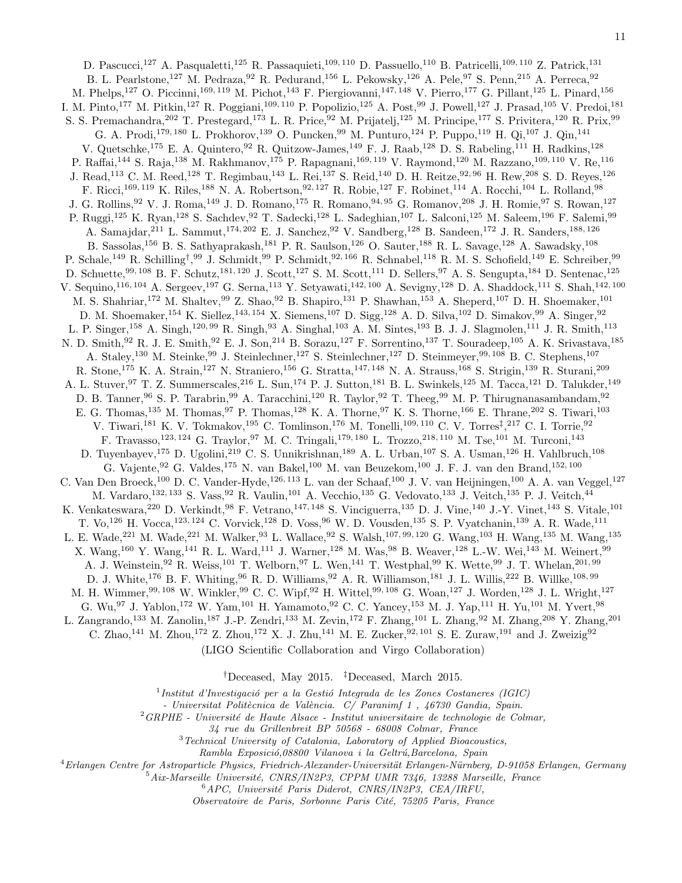D. Pascucci,[127] A. Pasqualetti,[125] R. Passaquieti,[109,110] D. Passuello,[110] B. Patricelli,[109,110] Z. Patrick,[131] B. L. Pearlstone,[127] M. Pedraza,[92] R. Pedurand,[156] L. Pekowsky,[126] A. Pele,[97] S. Penn,[215] A. Perreca,[92] M. Phelps,[127] O. Piccinni,[169,119] M. Pichot,[143] F. Piergiovanni,[147,148] V. Pierro,[177] G. Pillant,[125] L. Pinard,[156] I. M. Pinto,[177] M. Pitkin,[127] R. Poggiani,[109,110] P. Popolizio,[125] A. Post,[99] J. Powell,[127] J. Prasad,[105] V. Predoi,[181] S. S. Premachandra,[202] T. Prestegard,[173] L. R. Price,[92] M. Prijatelj,[125] M. Principe,[177] S. Privitera,[120] R. Prix,[99] G. A. Prodi,[179,180] L. Prokhorov,[139] O. Puncken,[99] M. Punturo,[124] P. Puppo,[119] H. Qi,[107] J. Qin,[141] V. Quetschke,[175] E. A. Quintero,[92] R. Quitzow-James,[149] F. J. Raab,[128] D. S. Rabeling,[111] H. Radkins,[128] P. Raffai,[144] S. Raja,[138] M. Rakhmanov,[175] P. Rapagnani,[169,119] V. Raymond,[120] M. Razzano,[109,110] V. Re,[116] J. Read,[113] C. M. Reed,[128] T. Regimbau,[143] L. Rei,[137] S. Reid,[140] D. H. Reitze,[92,96] H. Rew,[208] S. D. Reyes,[126] F. Ricci,[169,119] K. Riles,[188] N. A. Robertson,[92,127] R. Robie,[127] F. Robinet,[114] A. Rocchi,[104] L. Rolland,[98] J. G. Rollins,[92] V. J. Roma,[149] J. D. Romano,[175] R. Romano,[94,95] G. Romanov,[208] J. H. Romie,[97] S. Rowan,[127] P. Ruggi,[125] K. Ryan,[128] S. Sachdev,[92] T. Sadecki,[128] L. Sadeghian,[107] L. Salconi,[125] M. Saleem,[196] F. Salemi,[99] A. Samajdar,[211] L. Sammut,[174,202] E. J. Sanchez,[92] V. Sandberg,[128] B. Sandeen,[172] J. R. Sanders,[188,126] B. Sassolas,[156] B. S. Sathyaprakash,[181] P. R. Saulson,[126] O. Sauter,[188] R. L. Savage,[128] A. Sawadsky,[108] P. Schale,[149] R. Schilling[†],[99] J. Schmidt,[99] P. Schmidt,[92,166] R. Schnabel,[118] R. M. S. Schofield,[149] E. Schreiber,[99] D. Schuette,[99,108] B. F. Schutz,[181,120] J. Scott,[127] S. M. Scott,[111] D. Sellers,[97] A. S. Sengupta,[184] D. Sentenac,[125] V. Sequino,[116,104] A. Sergeev,[197] G. Serna,[113] Y. Setyawati,[142,100] A. Sevigny,[128] D. A. Shaddock,[111] S. Shah,[142,100] M. S. Shahriar,[172] M. Shaltev,[99] Z. Shao,[92] B. Shapiro,[131] P. Shawhan,[153] A. Sheperd,[107] D. H. Shoemaker,[101] D. M. Shoemaker,[154] K. Siellez,[143,154] X. Siemens,[107] D. Sigg,[128] A. D. Silva,[102] D. Simakov,[99] A. Singer,[92] L. P. Singer,[158] A. Singh,[120,99] R. Singh,[93] A. Singhal,[103] A. M. Sintes,[193] B. J. J. Slagmolen,[111] J. R. Smith,[113] N. D. Smith,[92] R. J. E. Smith,[92] E. J. Son,[214] B. Sorazu,[127] F. Sorrentino,[137] T. Souradeep,[105] A. K. Srivastava,[185] A. Staley,[130] M. Steinke,[99] J. Steinlechner,[127] S. Steinlechner,[127] D. Steinmeyer,[99,108] B. C. Stephens,[107] R. Stone,[175] K. A. Strain,[127] N. Straniero,[156] G. Stratta,[147,148] N. A. Strauss,[168] S. Strigin,[139] R. Sturani,[209] A. L. Stuver,[97] T. Z. Summerscales,[216] L. Sun,[174] P. J. Sutton,[181] B. L. Swinkels,[125] M. Tacca,[121] D. Talukder,[149] D. B. Tanner,[96] S. P. Tarabrin,[99] A. Taracchini,[120] R. Taylor,[92] T. Theeg,[99] M. P. Thirugnanasambandam,[92] E. G. Thomas,[135] M. Thomas,[97] P. Thomas,[128] K. A. Thorne,[97] K. S. Thorne,[166] E. Thrane,[202] S. Tiwari,[103] V. Tiwari,[181] K. V. Tokmakov,[195] C. Tomlinson,[176] M. Tonelli,[109,110] C. V. Torres[‡],[217] C. I. Torrie,[92] F. Travasso,[123,124] G. Traylor,[97] M. C. Tringali,[179,180] L. Trozzo,[218,110] M. Tse,[101] M. Turconi,[143] D. Tuyenbayev,[175] D. Ugolini,[219] C. S. Unnikrishnan,[189] A. L. Urban,[107] S. A. Usman,[126] H. Vahlbruch,[108] G. Vajente,[92] G. Valdes,[175] N. van Bakel,[100] M. van Beuzekom,[100] J. F. J. van den Brand,[152,100] C. Van Den Broeck,[100] D. C. Vander-Hyde,[126,113] L. van der Schaaf,[100] J. V. van Heijningen,[100] A. A. van Veggel,[127] M. Vardaro,[132,133] S. Vass,[92] R. Vaulin,[101] A. Vecchio,[135] G. Vedovato,[133] J. Veitch,[135] P. J. Veitch,[44] K. Venkateswara,[220] D. Verkindt,[98] F. Vetrano,[147,148] S. Vinciguerra,[135] D. J. Vine,[140] J.-Y. Vinet,[143] S. Vitale,[101] T. Vo,[126] H. Vocca,[123,124] C. Vorvick,[128] D. Voss,[96] W. D. Vousden,[135] S. P. Vyatchanin,[139] A. R. Wade,[111] L. E. Wade,[221] M. Wade,[221] M. Walker,[93] L. Wallace,[92] S. Walsh,[107,99,120] G. Wang,[103] H. Wang,[135] M. Wang,[135] X. Wang,[160] Y. Wang,[141] R. L. Ward,[111] J. Warner,[128] M. Was,[98] B. Weaver,[128] L.-W. Wei,[143] M. Weinert,[99] A. J. Weinstein,[92] R. Weiss,[101] T. Welborn,[97] L. Wen,[141] T. Westphal,[99] K. Wette,[99] J. T. Whelan,[201,99] D. J. White,[176] B. F. Whiting,[96] R. D. Williams,[92] A. R. Williamson,[181] J. L. Willis,[222] B. Willke,[108,99] M. H. Wimmer,[99,108] W. Winkler,[99] C. C. Wipf,[92] H. Wittel,[99,108] G. Woan,[127] J. Worden,[128] J. L. Wright,[127] G. Wu,[97] J. Yablon,[172] W. Yam,[101] H. Yamamoto,[92] C. C. Yancey,[153] M. J. Yap,[111] H. Yu,[101] M. Yvert,[98] L. Zangrando,[133] M. Zanolin,[187] J.-P. Zendri,[133] M. Zevin,[172] F. Zhang,[101] L. Zhang,[92] M. Zhang,[208] Y. Zhang,[201] C. Zhao,[141] M. Zhou,[172] Z. Zhou,[172] X. J. Zhu,[141] M. E. Zucker,[92,101] S. E. Zuraw,[191] and J. Zweizig[92]

(LIGO Scientific Collaboration and Virgo Collaboration)

[†]Deceased, May 2015. [‡]Deceased, March 2015.

[1] *Institut d'Investigació per a la Gestió Integrada de les Zones Costaneres (IGIC) - Universitat Politècnica de València. C/ Paranimf 1 , 46730 Gandia, Spain.*

[2] *GRPHE - Université de Haute Alsace - Institut universitaire de technologie de Colmar, 34 rue du Grillenbreit BP 50568 - 68008 Colmar, France*

[3] *Technical University of Catalonia, Laboratory of Applied Bioacoustics, Rambla Exposició,08800 Vilanova i la Geltrú,Barcelona, Spain*

[4] *Erlangen Centre for Astroparticle Physics, Friedrich-Alexander-Universität Erlangen-Nürnberg, D-91058 Erlangen, Germany*

[5] *Aix-Marseille Université, CNRS/IN2P3, CPPM UMR 7346, 13288 Marseille, France*

[6] *APC, Université Paris Diderot, CNRS/IN2P3, CEA/IRFU, Observatoire de Paris, Sorbonne Paris Cité, 75205 Paris, France*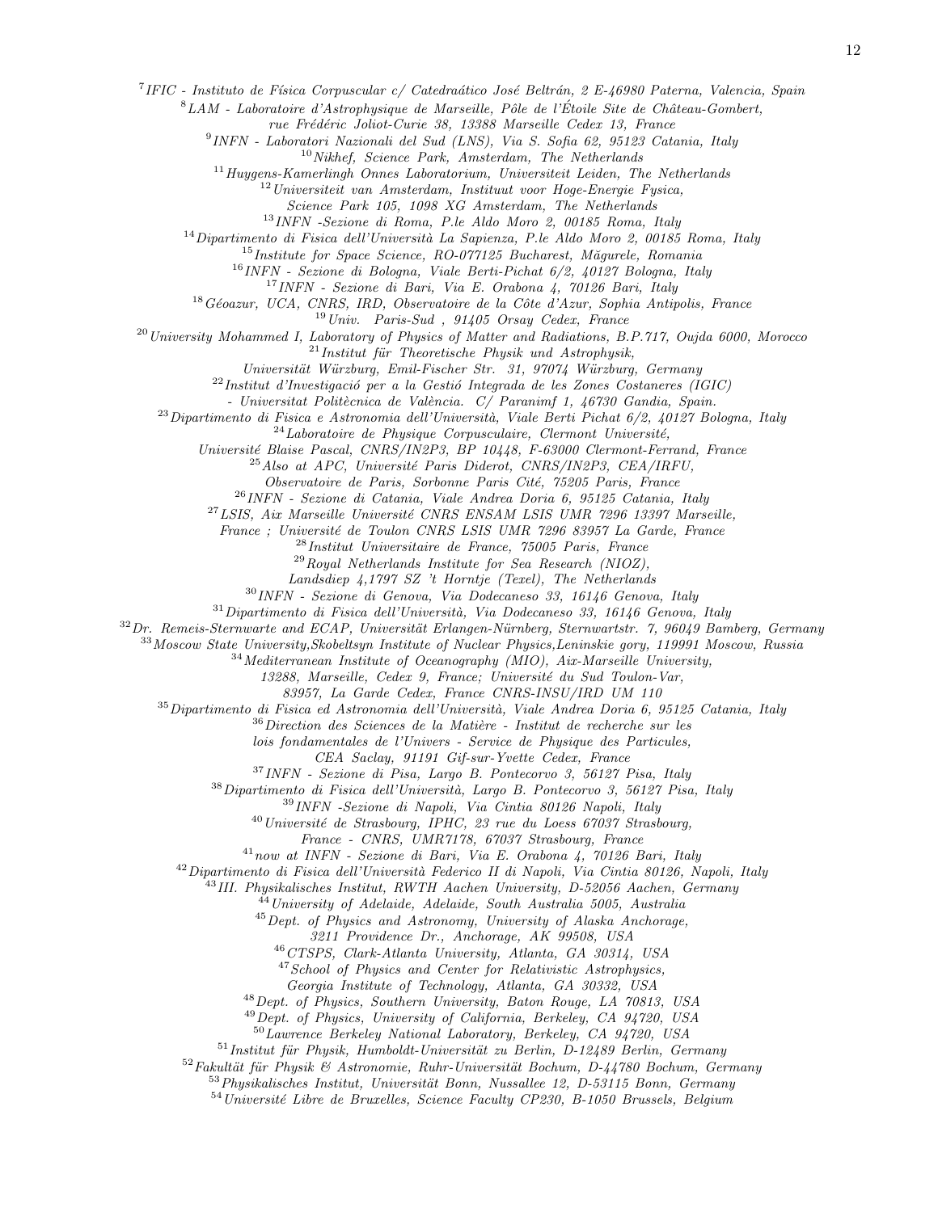[7] *IFIC - Instituto de Física Corpuscular c/ Catedraático José Beltrán, 2 E-46980 Paterna, Valencia, Spain*

[8] *LAM - Laboratoire d'Astrophysique de Marseille, Pôle de l'Étoile Site de Château-Gombert, rue Frédéric Joliot-Curie 38, 13388 Marseille Cedex 13, France*

[9] *INFN - Laboratori Nazionali del Sud (LNS), Via S. Sofia 62, 95123 Catania, Italy*

[10] *Nikhef, Science Park, Amsterdam, The Netherlands*

[11] *Huygens-Kamerlingh Onnes Laboratorium, Universiteit Leiden, The Netherlands*

[12] *Universiteit van Amsterdam, Instituut voor Hoge-Energie Fysica, Science Park 105, 1098 XG Amsterdam, The Netherlands*

[13] *INFN -Sezione di Roma, P.le Aldo Moro 2, 00185 Roma, Italy*

[14] *Dipartimento di Fisica dell'Università La Sapienza, P.le Aldo Moro 2, 00185 Roma, Italy*

[15] *Institute for Space Science, RO-077125 Bucharest, Măgurele, Romania*

[16] *INFN - Sezione di Bologna, Viale Berti-Pichat 6/2, 40127 Bologna, Italy*

[17] *INFN - Sezione di Bari, Via E. Orabona 4, 70126 Bari, Italy*

[18] *Géoazur, UCA, CNRS, IRD, Observatoire de la Côte d'Azur, Sophia Antipolis, France*

[19] *Univ. Paris-Sud , 91405 Orsay Cedex, France*

[20] *University Mohammed I, Laboratory of Physics of Matter and Radiations, B.P.717, Oujda 6000, Morocco*

[21] *Institut für Theoretische Physik und Astrophysik, Universität Würzburg, Emil-Fischer Str. 31, 97074 Würzburg, Germany*

[22] *Institut d'Investigació per a la Gestió Integrada de les Zones Costaneres (IGIC) - Universitat Politècnica de València. C/ Paranimf 1, 46730 Gandia, Spain.*

[23] *Dipartimento di Fisica e Astronomia dell'Università, Viale Berti Pichat 6/2, 40127 Bologna, Italy*

[24] *Laboratoire de Physique Corpusculaire, Clermont Université, Université Blaise Pascal, CNRS/IN2P3, BP 10448, F-63000 Clermont-Ferrand, France*

[25] *Also at APC, Université Paris Diderot, CNRS/IN2P3, CEA/IRFU, Observatoire de Paris, Sorbonne Paris Cité, 75205 Paris, France*

[26] *INFN - Sezione di Catania, Viale Andrea Doria 6, 95125 Catania, Italy*

[27] *LSIS, Aix Marseille Université CNRS ENSAM LSIS UMR 7296 13397 Marseille, France ; Université de Toulon CNRS LSIS UMR 7296 83957 La Garde, France*

[28] *Institut Universitaire de France, 75005 Paris, France*

[29] *Royal Netherlands Institute for Sea Research (NIOZ), Landsdiep 4,1797 SZ 't Horntje (Texel), The Netherlands*

[30] *INFN - Sezione di Genova, Via Dodecaneso 33, 16146 Genova, Italy*

[31] *Dipartimento di Fisica dell'Università, Via Dodecaneso 33, 16146 Genova, Italy*

[32] *Dr. Remeis-Sternwarte and ECAP, Universität Erlangen-Nürnberg, Sternwartstr. 7, 96049 Bamberg, Germany*

[33] *Moscow State University,Skobeltsyn Institute of Nuclear Physics,Leninskie gory, 119991 Moscow, Russia*

[34] *Mediterranean Institute of Oceanography (MIO), Aix-Marseille University, 13288, Marseille, Cedex 9, France; Université du Sud Toulon-Var, 83957, La Garde Cedex, France CNRS-INSU/IRD UM 110*

[35] *Dipartimento di Fisica ed Astronomia dell'Università, Viale Andrea Doria 6, 95125 Catania, Italy*

[36] *Direction des Sciences de la Matière - Institut de recherche sur les lois fondamentales de l'Univers - Service de Physique des Particules, CEA Saclay, 91191 Gif-sur-Yvette Cedex, France*

[37] *INFN - Sezione di Pisa, Largo B. Pontecorvo 3, 56127 Pisa, Italy*

[38] *Dipartimento di Fisica dell'Università, Largo B. Pontecorvo 3, 56127 Pisa, Italy*

[39] *INFN -Sezione di Napoli, Via Cintia 80126 Napoli, Italy*

[40] *Université de Strasbourg, IPHC, 23 rue du Loess 67037 Strasbourg, France - CNRS, UMR7178, 67037 Strasbourg, France*

[41] *now at INFN - Sezione di Bari, Via E. Orabona 4, 70126 Bari, Italy*

[42] *Dipartimento di Fisica dell'Università Federico II di Napoli, Via Cintia 80126, Napoli, Italy*

[43] *III. Physikalisches Institut, RWTH Aachen University, D-52056 Aachen, Germany*

[44] *University of Adelaide, Adelaide, South Australia 5005, Australia*

[45] *Dept. of Physics and Astronomy, University of Alaska Anchorage, 3211 Providence Dr., Anchorage, AK 99508, USA*

[46] *CTSPS, Clark-Atlanta University, Atlanta, GA 30314, USA*

[47] *School of Physics and Center for Relativistic Astrophysics, Georgia Institute of Technology, Atlanta, GA 30332, USA*

[48] *Dept. of Physics, Southern University, Baton Rouge, LA 70813, USA*

[49] *Dept. of Physics, University of California, Berkeley, CA 94720, USA*

[50] *Lawrence Berkeley National Laboratory, Berkeley, CA 94720, USA*

[51] *Institut für Physik, Humboldt-Universität zu Berlin, D-12489 Berlin, Germany*

[52] *Fakultät für Physik & Astronomie, Ruhr-Universität Bochum, D-44780 Bochum, Germany*

[53] *Physikalisches Institut, Universität Bonn, Nussallee 12, D-53115 Bonn, Germany*

[54] *Université Libre de Bruxelles, Science Faculty CP230, B-1050 Brussels, Belgium*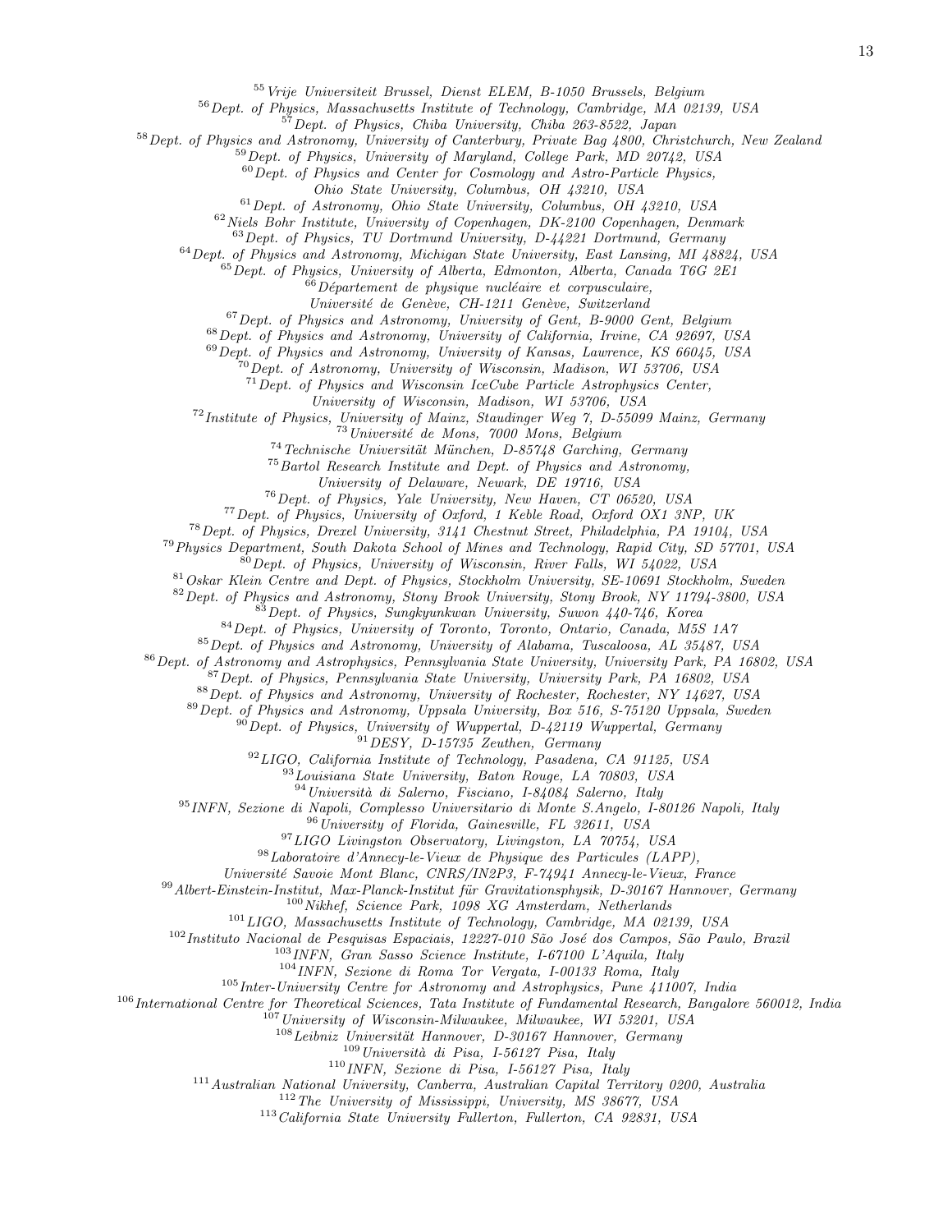[55] *Vrije Universiteit Brussel, Dienst ELEM, B-1050 Brussels, Belgium*
[56] *Dept. of Physics, Massachusetts Institute of Technology, Cambridge, MA 02139, USA*
[57] *Dept. of Physics, Chiba University, Chiba 263-8522, Japan*
[58] *Dept. of Physics and Astronomy, University of Canterbury, Private Bag 4800, Christchurch, New Zealand*
[59] *Dept. of Physics, University of Maryland, College Park, MD 20742, USA*
[60] *Dept. of Physics and Center for Cosmology and Astro-Particle Physics, Ohio State University, Columbus, OH 43210, USA*
[61] *Dept. of Astronomy, Ohio State University, Columbus, OH 43210, USA*
[62] *Niels Bohr Institute, University of Copenhagen, DK-2100 Copenhagen, Denmark*
[63] *Dept. of Physics, TU Dortmund University, D-44221 Dortmund, Germany*
[64] *Dept. of Physics and Astronomy, Michigan State University, East Lansing, MI 48824, USA*
[65] *Dept. of Physics, University of Alberta, Edmonton, Alberta, Canada T6G 2E1*
[66] *Département de physique nucléaire et corpusculaire, Université de Genève, CH-1211 Genève, Switzerland*
[67] *Dept. of Physics and Astronomy, University of Gent, B-9000 Gent, Belgium*
[68] *Dept. of Physics and Astronomy, University of California, Irvine, CA 92697, USA*
[69] *Dept. of Physics and Astronomy, University of Kansas, Lawrence, KS 66045, USA*
[70] *Dept. of Astronomy, University of Wisconsin, Madison, WI 53706, USA*
[71] *Dept. of Physics and Wisconsin IceCube Particle Astrophysics Center, University of Wisconsin, Madison, WI 53706, USA*
[72] *Institute of Physics, University of Mainz, Staudinger Weg 7, D-55099 Mainz, Germany*
[73] *Université de Mons, 7000 Mons, Belgium*
[74] *Technische Universität München, D-85748 Garching, Germany*
[75] *Bartol Research Institute and Dept. of Physics and Astronomy, University of Delaware, Newark, DE 19716, USA*
[76] *Dept. of Physics, Yale University, New Haven, CT 06520, USA*
[77] *Dept. of Physics, University of Oxford, 1 Keble Road, Oxford OX1 3NP, UK*
[78] *Dept. of Physics, Drexel University, 3141 Chestnut Street, Philadelphia, PA 19104, USA*
[79] *Physics Department, South Dakota School of Mines and Technology, Rapid City, SD 57701, USA*
[80] *Dept. of Physics, University of Wisconsin, River Falls, WI 54022, USA*
[81] *Oskar Klein Centre and Dept. of Physics, Stockholm University, SE-10691 Stockholm, Sweden*
[82] *Dept. of Physics and Astronomy, Stony Brook University, Stony Brook, NY 11794-3800, USA*
[83] *Dept. of Physics, Sungkyunkwan University, Suwon 440-746, Korea*
[84] *Dept. of Physics, University of Toronto, Toronto, Ontario, Canada, M5S 1A7*
[85] *Dept. of Physics and Astronomy, University of Alabama, Tuscaloosa, AL 35487, USA*
[86] *Dept. of Astronomy and Astrophysics, Pennsylvania State University, University Park, PA 16802, USA*
[87] *Dept. of Physics, Pennsylvania State University, University Park, PA 16802, USA*
[88] *Dept. of Physics and Astronomy, University of Rochester, Rochester, NY 14627, USA*
[89] *Dept. of Physics and Astronomy, Uppsala University, Box 516, S-75120 Uppsala, Sweden*
[90] *Dept. of Physics, University of Wuppertal, D-42119 Wuppertal, Germany*
[91] *DESY, D-15735 Zeuthen, Germany*
[92] *LIGO, California Institute of Technology, Pasadena, CA 91125, USA*
[93] *Louisiana State University, Baton Rouge, LA 70803, USA*
[94] *Università di Salerno, Fisciano, I-84084 Salerno, Italy*
[95] *INFN, Sezione di Napoli, Complesso Universitario di Monte S.Angelo, I-80126 Napoli, Italy*
[96] *University of Florida, Gainesville, FL 32611, USA*
[97] *LIGO Livingston Observatory, Livingston, LA 70754, USA*
[98] *Laboratoire d'Annecy-le-Vieux de Physique des Particules (LAPP), Université Savoie Mont Blanc, CNRS/IN2P3, F-74941 Annecy-le-Vieux, France*
[99] *Albert-Einstein-Institut, Max-Planck-Institut für Gravitationsphysik, D-30167 Hannover, Germany*
[100] *Nikhef, Science Park, 1098 XG Amsterdam, Netherlands*
[101] *LIGO, Massachusetts Institute of Technology, Cambridge, MA 02139, USA*
[102] *Instituto Nacional de Pesquisas Espaciais, 12227-010 São José dos Campos, São Paulo, Brazil*
[103] *INFN, Gran Sasso Science Institute, I-67100 L'Aquila, Italy*
[104] *INFN, Sezione di Roma Tor Vergata, I-00133 Roma, Italy*
[105] *Inter-University Centre for Astronomy and Astrophysics, Pune 411007, India*
[106] *International Centre for Theoretical Sciences, Tata Institute of Fundamental Research, Bangalore 560012, India*
[107] *University of Wisconsin-Milwaukee, Milwaukee, WI 53201, USA*
[108] *Leibniz Universität Hannover, D-30167 Hannover, Germany*
[109] *Università di Pisa, I-56127 Pisa, Italy*
[110] *INFN, Sezione di Pisa, I-56127 Pisa, Italy*
[111] *Australian National University, Canberra, Australian Capital Territory 0200, Australia*
[112] *The University of Mississippi, University, MS 38677, USA*
[113] *California State University Fullerton, Fullerton, CA 92831, USA*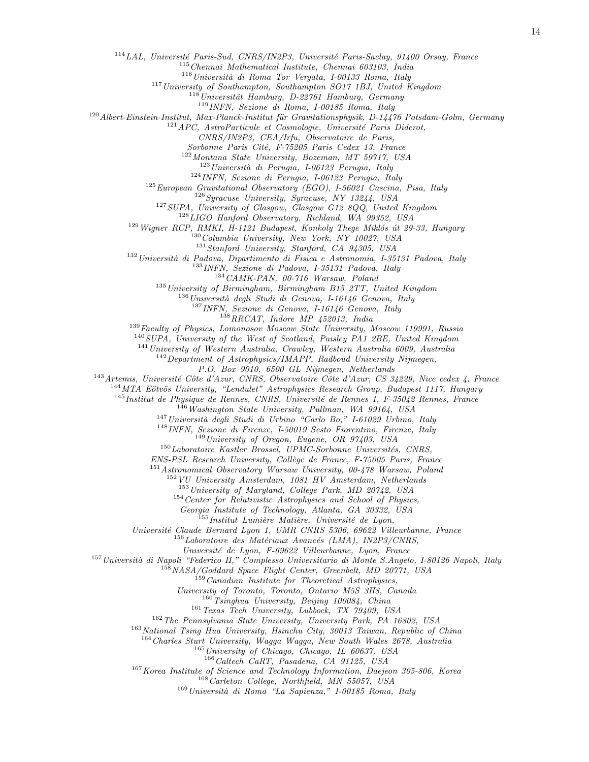[114]LAL, Université Paris-Sud, CNRS/IN2P3, Université Paris-Saclay, 91400 Orsay, France
[115]Chennai Mathematical Institute, Chennai 603103, India
[116]Università di Roma Tor Vergata, I-00133 Roma, Italy
[117]University of Southampton, Southampton SO17 1BJ, United Kingdom
[118]Universität Hamburg, D-22761 Hamburg, Germany
[119]INFN, Sezione di Roma, I-00185 Roma, Italy
[120]Albert-Einstein-Institut, Max-Planck-Institut für Gravitationsphysik, D-14476 Potsdam-Golm, Germany
[121]APC, AstroParticule et Cosmologie, Université Paris Diderot, CNRS/IN2P3, CEA/Irfu, Observatoire de Paris, Sorbonne Paris Cité, F-75205 Paris Cedex 13, France
[122]Montana State University, Bozeman, MT 59717, USA
[123]Università di Perugia, I-06123 Perugia, Italy
[124]INFN, Sezione di Perugia, I-06123 Perugia, Italy
[125]European Gravitational Observatory (EGO), I-56021 Cascina, Pisa, Italy
[126]Syracuse University, Syracuse, NY 13244, USA
[127]SUPA, University of Glasgow, Glasgow G12 8QQ, United Kingdom
[128]LIGO Hanford Observatory, Richland, WA 99352, USA
[129]Wigner RCP, RMKI, H-1121 Budapest, Konkoly Thege Miklós út 29-33, Hungary
[130]Columbia University, New York, NY 10027, USA
[131]Stanford University, Stanford, CA 94305, USA
[132]Università di Padova, Dipartimento di Fisica e Astronomia, I-35131 Padova, Italy
[133]INFN, Sezione di Padova, I-35131 Padova, Italy
[134]CAMK-PAN, 00-716 Warsaw, Poland
[135]University of Birmingham, Birmingham B15 2TT, United Kingdom
[136]Università degli Studi di Genova, I-16146 Genova, Italy
[137]INFN, Sezione di Genova, I-16146 Genova, Italy
[138]RRCAT, Indore MP 452013, India
[139]Faculty of Physics, Lomonosov Moscow State University, Moscow 119991, Russia
[140]SUPA, University of the West of Scotland, Paisley PA1 2BE, United Kingdom
[141]University of Western Australia, Crawley, Western Australia 6009, Australia
[142]Department of Astrophysics/IMAPP, Radboud University Nijmegen, P.O. Box 9010, 6500 GL Nijmegen, Netherlands
[143]Artemis, Université Côte d'Azur, CNRS, Observatoire Côte d'Azur, CS 34229, Nice cedex 4, France
[144]MTA Eötvös University, "Lendulet" Astrophysics Research Group, Budapest 1117, Hungary
[145]Institut de Physique de Rennes, CNRS, Université de Rennes 1, F-35042 Rennes, France
[146]Washington State University, Pullman, WA 99164, USA
[147]Università degli Studi di Urbino "Carlo Bo," I-61029 Urbino, Italy
[148]INFN, Sezione di Firenze, I-50019 Sesto Fiorentino, Firenze, Italy
[149]University of Oregon, Eugene, OR 97403, USA
[150]Laboratoire Kastler Brossel, UPMC-Sorbonne Universités, CNRS, ENS-PSL Research University, Collège de France, F-75005 Paris, France
[151]Astronomical Observatory Warsaw University, 00-478 Warsaw, Poland
[152]VU University Amsterdam, 1081 HV Amsterdam, Netherlands
[153]University of Maryland, College Park, MD 20742, USA
[154]Center for Relativistic Astrophysics and School of Physics, Georgia Institute of Technology, Atlanta, GA 30332, USA
[155]Institut Lumière Matière, Université de Lyon, Université Claude Bernard Lyon 1, UMR CNRS 5306, 69622 Villeurbanne, France
[156]Laboratoire des Matériaux Avancés (LMA), IN2P3/CNRS, Université de Lyon, F-69622 Villeurbanne, Lyon, France
[157]Università di Napoli "Federico II," Complesso Universitario di Monte S.Angelo, I-80126 Napoli, Italy
[158]NASA/Goddard Space Flight Center, Greenbelt, MD 20771, USA
[159]Canadian Institute for Theoretical Astrophysics, University of Toronto, Toronto, Ontario M5S 3H8, Canada
[160]Tsinghua University, Beijing 100084, China
[161]Texas Tech University, Lubbock, TX 79409, USA
[162]The Pennsylvania State University, University Park, PA 16802, USA
[163]National Tsing Hua University, Hsinchu City, 30013 Taiwan, Republic of China
[164]Charles Sturt University, Wagga Wagga, New South Wales 2678, Australia
[165]University of Chicago, Chicago, IL 60637, USA
[166]Caltech CaRT, Pasadena, CA 91125, USA
[167]Korea Institute of Science and Technology Information, Daejeon 305-806, Korea
[168]Carleton College, Northfield, MN 55057, USA
[169]Università di Roma "La Sapienza," I-00185 Roma, Italy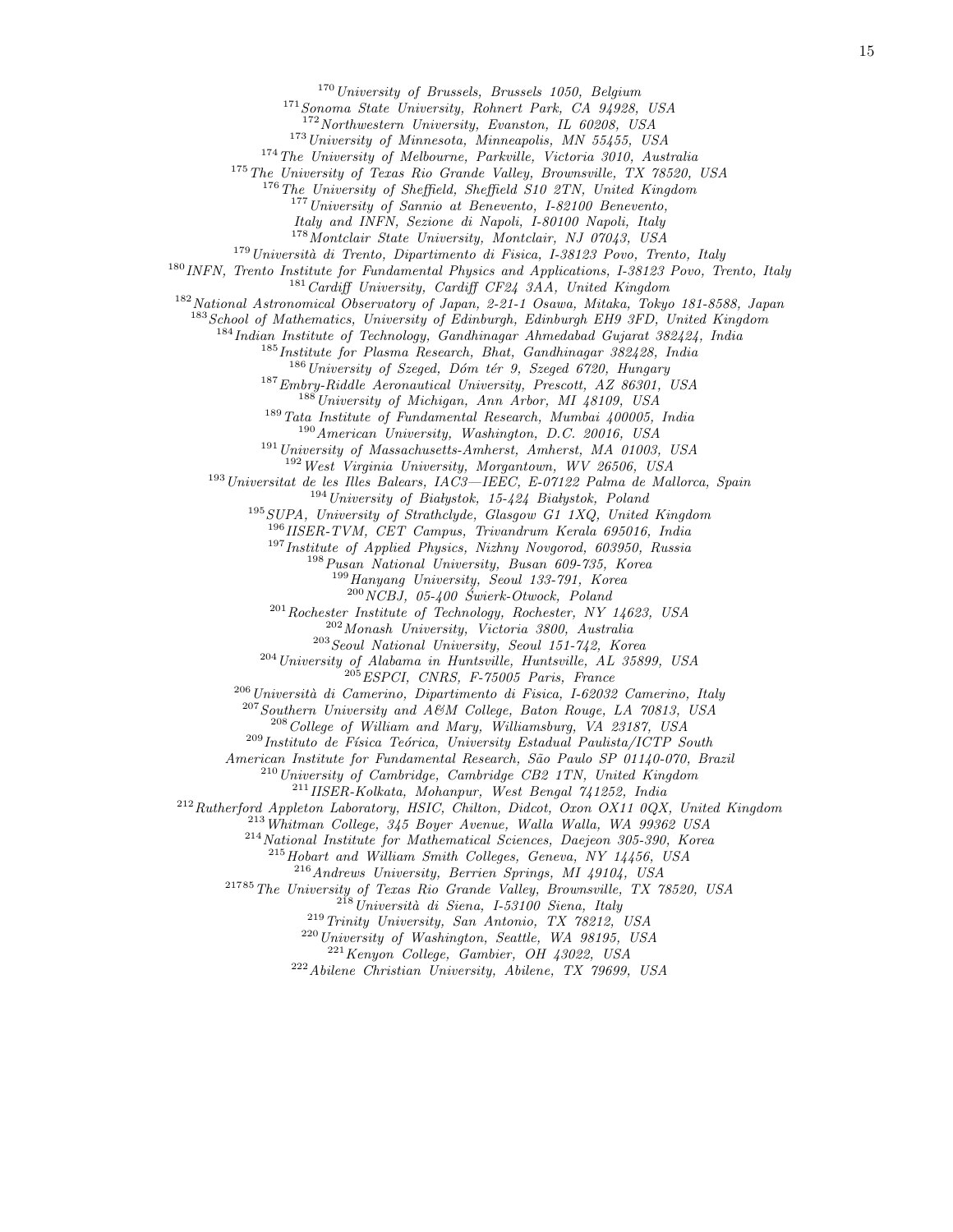[170] *University of Brussels, Brussels 1050, Belgium*
[171] *Sonoma State University, Rohnert Park, CA 94928, USA*
[172] *Northwestern University, Evanston, IL 60208, USA*
[173] *University of Minnesota, Minneapolis, MN 55455, USA*
[174] *The University of Melbourne, Parkville, Victoria 3010, Australia*
[175] *The University of Texas Rio Grande Valley, Brownsville, TX 78520, USA*
[176] *The University of Sheffield, Sheffield S10 2TN, United Kingdom*
[177] *University of Sannio at Benevento, I-82100 Benevento, Italy and INFN, Sezione di Napoli, I-80100 Napoli, Italy*
[178] *Montclair State University, Montclair, NJ 07043, USA*
[179] *Università di Trento, Dipartimento di Fisica, I-38123 Povo, Trento, Italy*
[180] *INFN, Trento Institute for Fundamental Physics and Applications, I-38123 Povo, Trento, Italy*
[181] *Cardiff University, Cardiff CF24 3AA, United Kingdom*
[182] *National Astronomical Observatory of Japan, 2-21-1 Osawa, Mitaka, Tokyo 181-8588, Japan*
[183] *School of Mathematics, University of Edinburgh, Edinburgh EH9 3FD, United Kingdom*
[184] *Indian Institute of Technology, Gandhinagar Ahmedabad Gujarat 382424, India*
[185] *Institute for Plasma Research, Bhat, Gandhinagar 382428, India*
[186] *University of Szeged, Dóm tér 9, Szeged 6720, Hungary*
[187] *Embry-Riddle Aeronautical University, Prescott, AZ 86301, USA*
[188] *University of Michigan, Ann Arbor, MI 48109, USA*
[189] *Tata Institute of Fundamental Research, Mumbai 400005, India*
[190] *American University, Washington, D.C. 20016, USA*
[191] *University of Massachusetts-Amherst, Amherst, MA 01003, USA*
[192] *West Virginia University, Morgantown, WV 26506, USA*
[193] *Universitat de les Illes Balears, IAC3—IEEC, E-07122 Palma de Mallorca, Spain*
[194] *University of Białystok, 15-424 Białystok, Poland*
[195] *SUPA, University of Strathclyde, Glasgow G1 1XQ, United Kingdom*
[196] *IISER-TVM, CET Campus, Trivandrum Kerala 695016, India*
[197] *Institute of Applied Physics, Nizhny Novgorod, 603950, Russia*
[198] *Pusan National University, Busan 609-735, Korea*
[199] *Hanyang University, Seoul 133-791, Korea*
[200] *NCBJ, 05-400 Świerk-Otwock, Poland*
[201] *Rochester Institute of Technology, Rochester, NY 14623, USA*
[202] *Monash University, Victoria 3800, Australia*
[203] *Seoul National University, Seoul 151-742, Korea*
[204] *University of Alabama in Huntsville, Huntsville, AL 35899, USA*
[205] *ESPCI, CNRS, F-75005 Paris, France*
[206] *Università di Camerino, Dipartimento di Fisica, I-62032 Camerino, Italy*
[207] *Southern University and A&M College, Baton Rouge, LA 70813, USA*
[208] *College of William and Mary, Williamsburg, VA 23187, USA*
[209] *Instituto de Física Teórica, University Estadual Paulista/ICTP South American Institute for Fundamental Research, São Paulo SP 01140-070, Brazil*
[210] *University of Cambridge, Cambridge CB2 1TN, United Kingdom*
[211] *IISER-Kolkata, Mohanpur, West Bengal 741252, India*
[212] *Rutherford Appleton Laboratory, HSIC, Chilton, Didcot, Oxon OX11 0QX, United Kingdom*
[213] *Whitman College, 345 Boyer Avenue, Walla Walla, WA 99362 USA*
[214] *National Institute for Mathematical Sciences, Daejeon 305-390, Korea*
[215] *Hobart and William Smith Colleges, Geneva, NY 14456, USA*
[216] *Andrews University, Berrien Springs, MI 49104, USA*
[217,85] *The University of Texas Rio Grande Valley, Brownsville, TX 78520, USA*
[218] *Università di Siena, I-53100 Siena, Italy*
[219] *Trinity University, San Antonio, TX 78212, USA*
[220] *University of Washington, Seattle, WA 98195, USA*
[221] *Kenyon College, Gambier, OH 43022, USA*
[222] *Abilene Christian University, Abilene, TX 79699, USA*